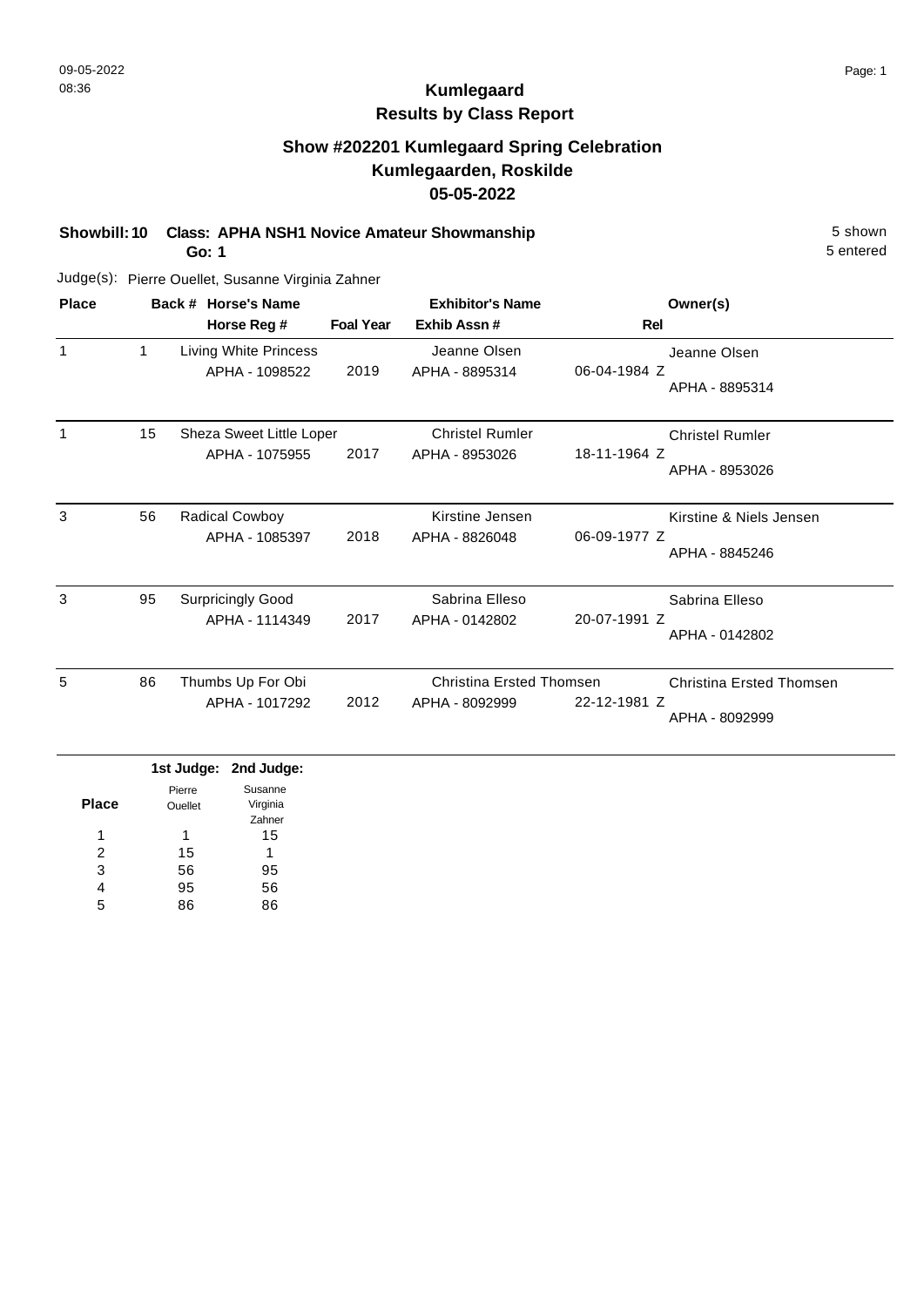# Kumlegaard

## Results by Class Report

### Show #202201 Kumlegaard Spring Celebration
### Kumlegaarden, Roskilde
### 05-05-2022

**Showbill: 10 Class: APHA NSH1 Novice Amateur Showmanship** 5 shown
**Go: 1** 5 entered

Judge(s): Pierre Ouellet, Susanne Virginia Zahner

| Place | Back # | Horse's Name / Horse Reg # | Foal Year | Exhibitor's Name / Exhib Assn # | Rel | Owner(s) |
|---|---|---|---|---|---|---|
| 1 | 1 | Living White Princess<br>APHA - 1098522 | 2019 | Jeanne Olsen<br>APHA - 8895314 | 06-04-1984 Z | Jeanne Olsen<br>APHA - 8895314 |
| 1 | 15 | Sheza Sweet Little Loper<br>APHA - 1075955 | 2017 | Christel Rumler<br>APHA - 8953026 | 18-11-1964 Z | Christel Rumler<br>APHA - 8953026 |
| 3 | 56 | Radical Cowboy<br>APHA - 1085397 | 2018 | Kirstine Jensen<br>APHA - 8826048 | 06-09-1977 Z | Kirstine & Niels Jensen<br>APHA - 8845246 |
| 3 | 95 | Surpricingly Good<br>APHA - 1114349 | 2017 | Sabrina Elleso<br>APHA - 0142802 | 20-07-1991 Z | Sabrina Elleso<br>APHA - 0142802 |
| 5 | 86 | Thumbs Up For Obi<br>APHA - 1017292 | 2012 | Christina Ersted Thomsen<br>APHA - 8092999 | 22-12-1981 Z | Christina Ersted Thomsen<br>APHA - 8092999 |

| Place | 1st Judge: Pierre Ouellet | 2nd Judge: Susanne Virginia Zahner |
|---|---|---|
| 1 | 1 | 15 |
| 2 | 15 | 1 |
| 3 | 56 | 95 |
| 4 | 95 | 56 |
| 5 | 86 | 86 |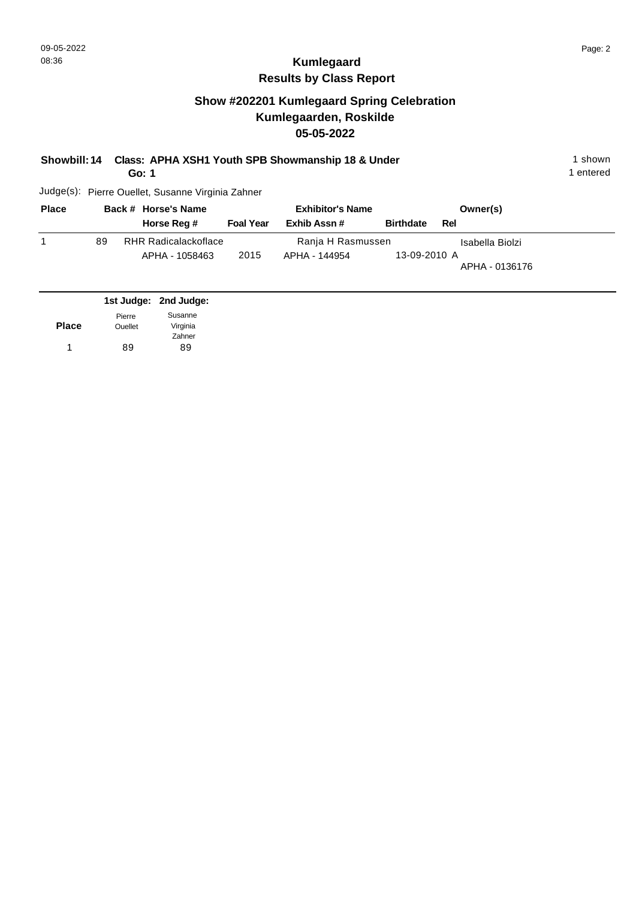# Kumlegaard
## Results by Class Report

### Show #202201 Kumlegaard Spring Celebration
### Kumlegaarden, Roskilde
### 05-05-2022

**Showbill: 14 Class: APHA XSH1 Youth SPB Showmanship 18 & Under** 1 shown
**Go: 1** 1 entered

Judge(s): Pierre Ouellet, Susanne Virginia Zahner

| Place | Back # | Horse's Name / Horse Reg # | Foal Year | Exhibitor's Name / Exhib Assn # | Birthdate | Rel | Owner(s) |
|---|---|---|---|---|---|---|---|
| 1 | 89 | RHR Radicalackoflace<br>APHA - 1058463 | 2015 | Ranja H Rasmussen<br>APHA - 144954 | 13-09-2010 | A | Isabella Biolzi<br>APHA - 0136176 |

| Place | 1st Judge: Pierre Ouellet | 2nd Judge: Susanne Virginia Zahner |
|---|---|---|
| 1 | 89 | 89 |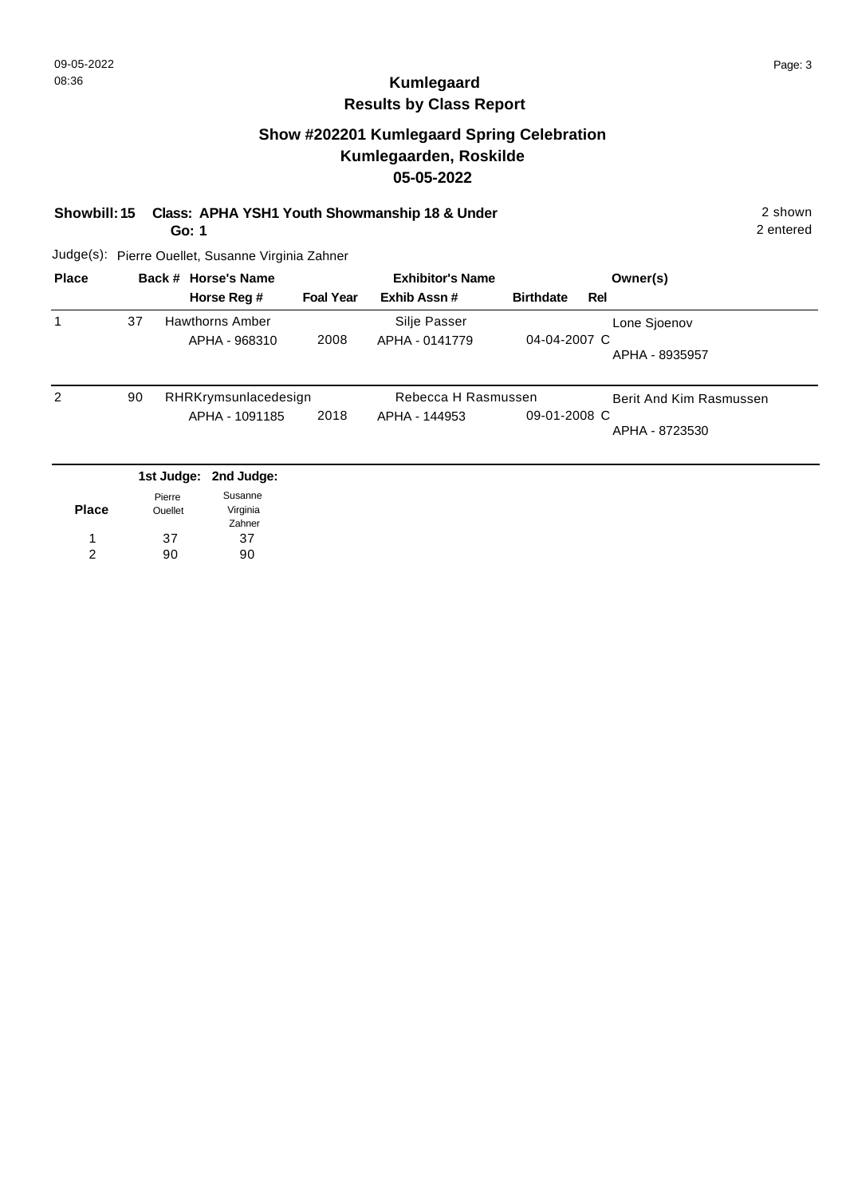09-05-2022
08:36

# Kumlegaard
## Results by Class Report

### Show #202201 Kumlegaard Spring Celebration
### Kumlegaarden, Roskilde
### 05-05-2022

**Showbill: 15** **Class: APHA YSH1 Youth Showmanship 18 & Under** 2 shown
**Go: 1** 2 entered

Judge(s): Pierre Ouellet, Susanne Virginia Zahner

| Place | Back # | Horse's Name / Horse Reg # | Foal Year | Exhibitor's Name / Exhib Assn # | Birthdate | Rel | Owner(s) |
|---|---|---|---|---|---|---|---|
| 1 | 37 | Hawthorns Amber / APHA - 968310 | 2008 | Silje Passer / APHA - 0141779 | 04-04-2007 | C | Lone Sjoenov / APHA - 8935957 |
| 2 | 90 | RHRKrymsunlacedesign / APHA - 1091185 | 2018 | Rebecca H Rasmussen / APHA - 144953 | 09-01-2008 | C | Berit And Kim Rasmussen / APHA - 8723530 |

| Place | 1st Judge: Pierre Ouellet | 2nd Judge: Susanne Virginia Zahner |
|---|---|---|
| 1 | 37 | 37 |
| 2 | 90 | 90 |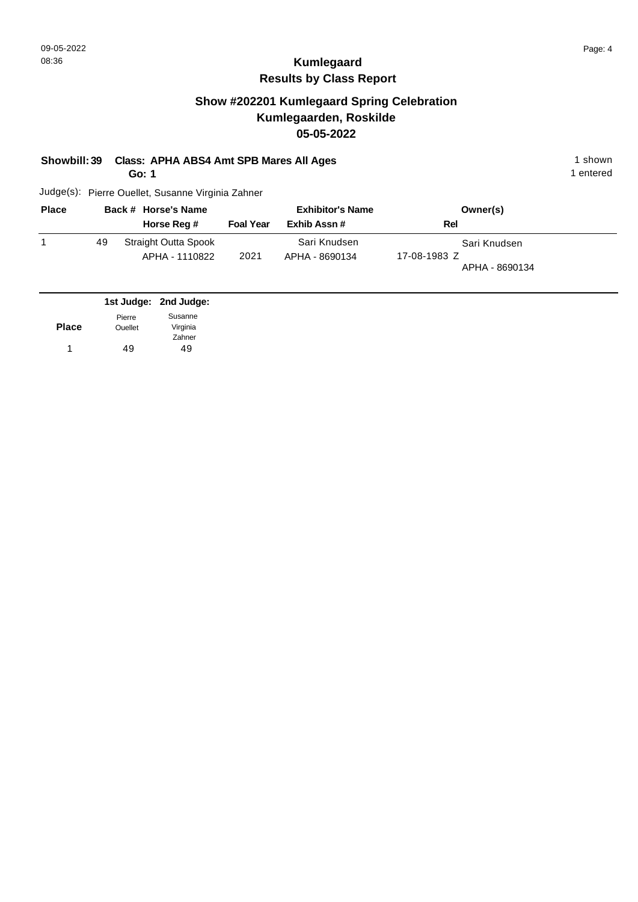# Kumlegaard
## Results by Class Report

### Show #202201 Kumlegaard Spring Celebration
### Kumlegaarden, Roskilde
### 05-05-2022

**Showbill: 39 Class: APHA ABS4 Amt SPB Mares All Ages** — 1 shown, 1 entered

**Go: 1**

Judge(s): Pierre Ouellet, Susanne Virginia Zahner

| Place | Back # | Horse's Name / Horse Reg # | Foal Year | Exhibitor's Name / Exhib Assn # | Rel | Owner(s) |
|---|---|---|---|---|---|---|
| 1 | 49 | Straight Outta Spook / APHA - 1110822 | 2021 | Sari Knudsen / APHA - 8690134 | 17-08-1983 Z | Sari Knudsen / APHA - 8690134 |

| Place | 1st Judge: Pierre Ouellet | 2nd Judge: Susanne Virginia Zahner |
|---|---|---|
| 1 | 49 | 49 |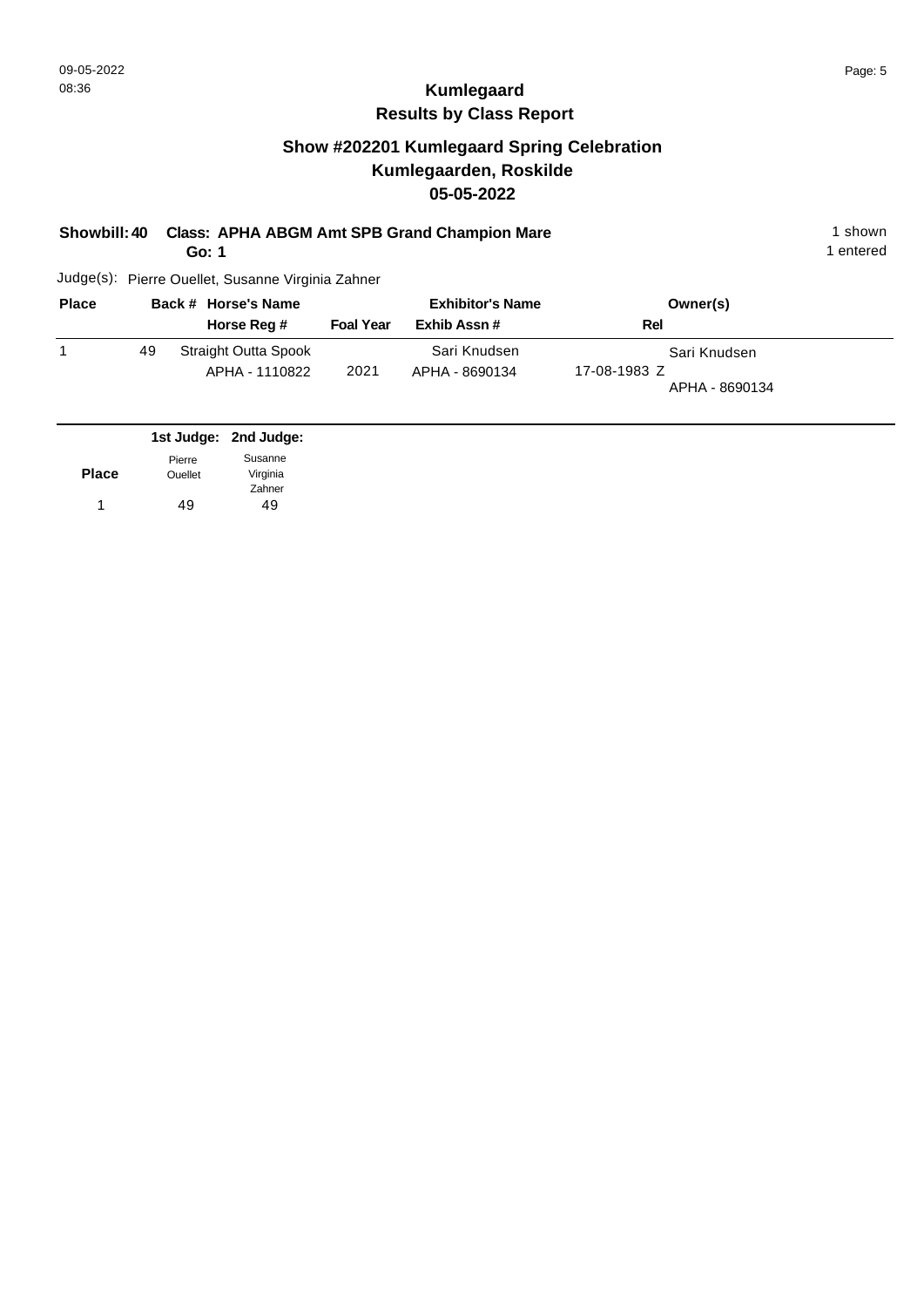## Kumlegaard
## Results by Class Report

### Show #202201 Kumlegaard Spring Celebration
### Kumlegaarden, Roskilde
### 05-05-2022

**Showbill: 40** **Class: APHA ABGM Amt SPB Grand Champion Mare** 1 shown
**Go: 1** 1 entered

Judge(s): Pierre Ouellet, Susanne Virginia Zahner

| Place | Back # | Horse's Name / Horse Reg # | Foal Year | Exhibitor's Name / Exhib Assn # | Rel | Owner(s) |
|---|---|---|---|---|---|---|
| 1 | 49 | Straight Outta Spook<br>APHA - 1110822 | 2021 | Sari Knudsen<br>APHA - 8690134 | 17-08-1983 Z | Sari Knudsen<br>APHA - 8690134 |

| Place | 1st Judge: Pierre Ouellet | 2nd Judge: Susanne Virginia Zahner |
|---|---|---|
| 1 | 49 | 49 |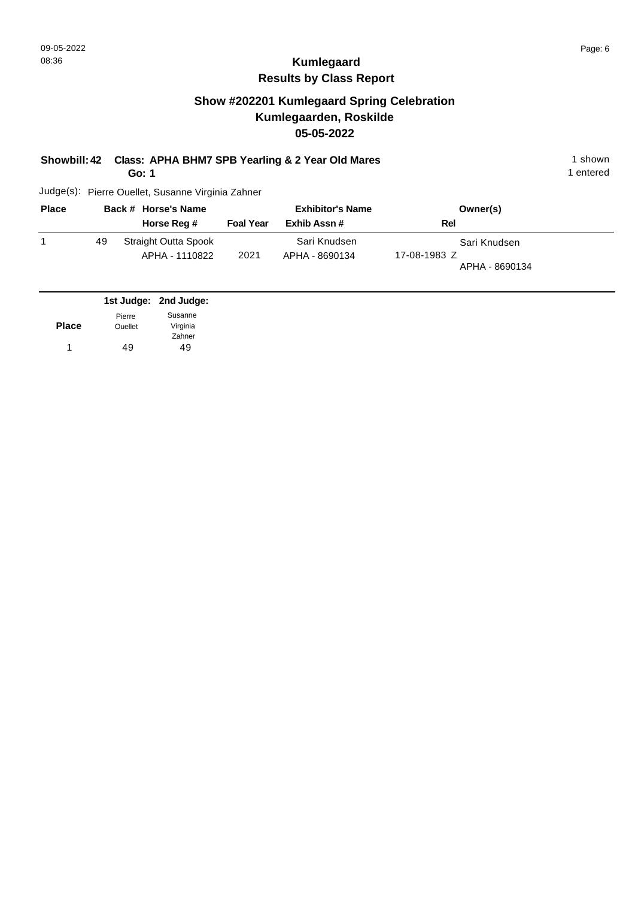# Kumlegaard
## Results by Class Report

### Show #202201 Kumlegaard Spring Celebration
### Kumlegaarden, Roskilde
### 05-05-2022

**Showbill: 42** **Class: APHA BHM7 SPB Yearling & 2 Year Old Mares** 1 shown
**Go: 1** 1 entered

Judge(s): Pierre Ouellet, Susanne Virginia Zahner

| Place | Back # | Horse's Name / Horse Reg # | Foal Year | Exhibitor's Name / Exhib Assn # | Rel | Owner(s) |
|---|---|---|---|---|---|---|
| 1 | 49 | Straight Outta Spook<br>APHA - 1110822 | 2021 | Sari Knudsen<br>APHA - 8690134 | 17-08-1983 Z | Sari Knudsen<br>APHA - 8690134 |

| Place | 1st Judge: Pierre Ouellet | 2nd Judge: Susanne Virginia Zahner |
|---|---|---|
| 1 | 49 | 49 |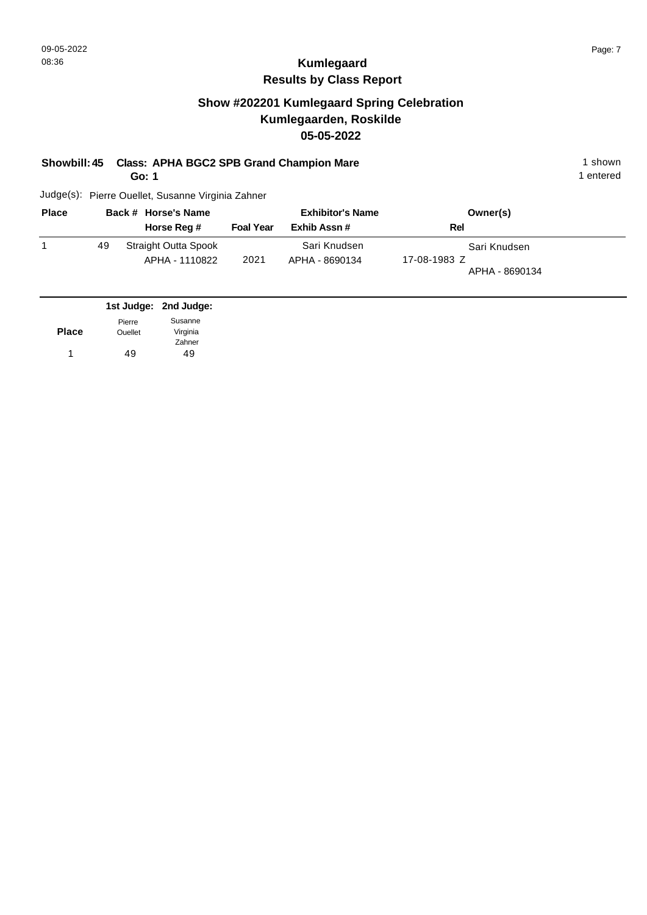# Kumlegaard
## Results by Class Report

### Show #202201 Kumlegaard Spring Celebration
### Kumlegaarden, Roskilde
### 05-05-2022

**Showbill: 45 Class: APHA BGC2 SPB Grand Champion Mare** — 1 shown, 1 entered

**Go: 1**

Judge(s): Pierre Ouellet, Susanne Virginia Zahner

| Place | Back # | Horse's Name / Horse Reg # | Foal Year | Exhibitor's Name / Exhib Assn # | Rel | Owner(s) |
|---|---|---|---|---|---|---|
| 1 | 49 | Straight Outta Spook<br>APHA - 1110822 | 2021 | Sari Knudsen<br>APHA - 8690134 | 17-08-1983 Z | Sari Knudsen<br>APHA - 8690134 |

| Place | 1st Judge: Pierre Ouellet | 2nd Judge: Susanne Virginia Zahner |
|---|---|---|
| 1 | 49 | 49 |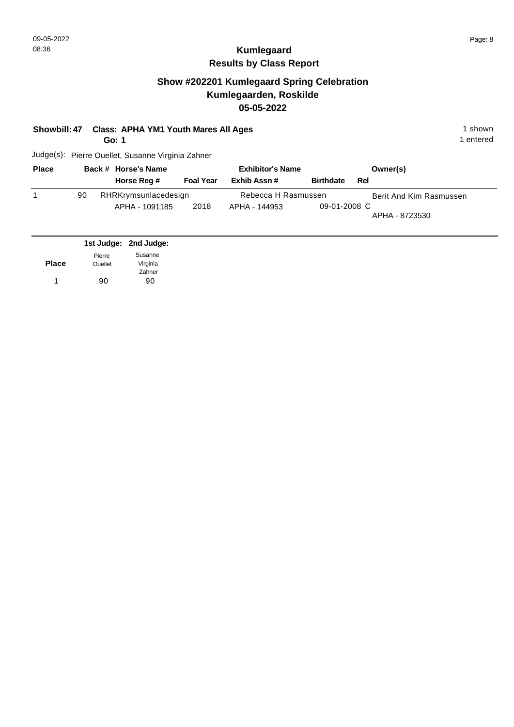# Kumlegaard

## Results by Class Report

### Show #202201 Kumlegaard Spring Celebration
### Kumlegaarden, Roskilde
### 05-05-2022

**Showbill: 47 Class: APHA YM1 Youth Mares All Ages** 1 shown

**Go: 1** 1 entered

Judge(s): Pierre Ouellet, Susanne Virginia Zahner

| Place | Back # | Horse's Name / Horse Reg # | Foal Year | Exhibitor's Name / Exhib Assn # | Birthdate | Rel | Owner(s) |
|---|---|---|---|---|---|---|---|
| 1 | 90 | RHRKrymsunlacedesign<br>APHA - 1091185 | 2018 | Rebecca H Rasmussen<br>APHA - 144953 | 09-01-2008 | C | Berit And Kim Rasmussen<br>APHA - 8723530 |

| Place | 1st Judge: Pierre Ouellet | 2nd Judge: Susanne Virginia Zahner |
|---|---|---|
| 1 | 90 | 90 |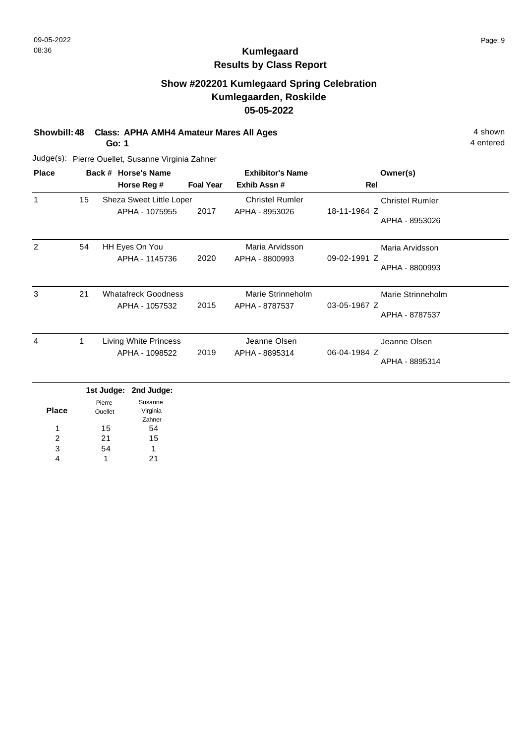# Kumlegaard
## Results by Class Report

### Show #202201 Kumlegaard Spring Celebration
### Kumlegaarden, Roskilde
### 05-05-2022

**Showbill: 48** **Class: APHA AMH4 Amateur Mares All Ages** 4 shown
**Go: 1** 4 entered

Judge(s): Pierre Ouellet, Susanne Virginia Zahner

| Place | Back # | Horse's Name / Horse Reg # | Foal Year | Exhibitor's Name / Exhib Assn # | Rel | Owner(s) |
|---|---|---|---|---|---|---|
| 1 | 15 | Sheza Sweet Little Loper<br>APHA - 1075955 | 2017 | Christel Rumler<br>APHA - 8953026 | 18-11-1964 Z | Christel Rumler<br>APHA - 8953026 |
| 2 | 54 | HH Eyes On You<br>APHA - 1145736 | 2020 | Maria Arvidsson<br>APHA - 8800993 | 09-02-1991 Z | Maria Arvidsson<br>APHA - 8800993 |
| 3 | 21 | Whatafreck Goodness<br>APHA - 1057532 | 2015 | Marie Strinneholm<br>APHA - 8787537 | 03-05-1967 Z | Marie Strinneholm<br>APHA - 8787537 |
| 4 | 1 | Living White Princess<br>APHA - 1098522 | 2019 | Jeanne Olsen<br>APHA - 8895314 | 06-04-1984 Z | Jeanne Olsen<br>APHA - 8895314 |

| Place | 1st Judge: Pierre Ouellet | 2nd Judge: Susanne Virginia Zahner |
|---|---|---|
| 1 | 15 | 54 |
| 2 | 21 | 15 |
| 3 | 54 | 1 |
| 4 | 1 | 21 |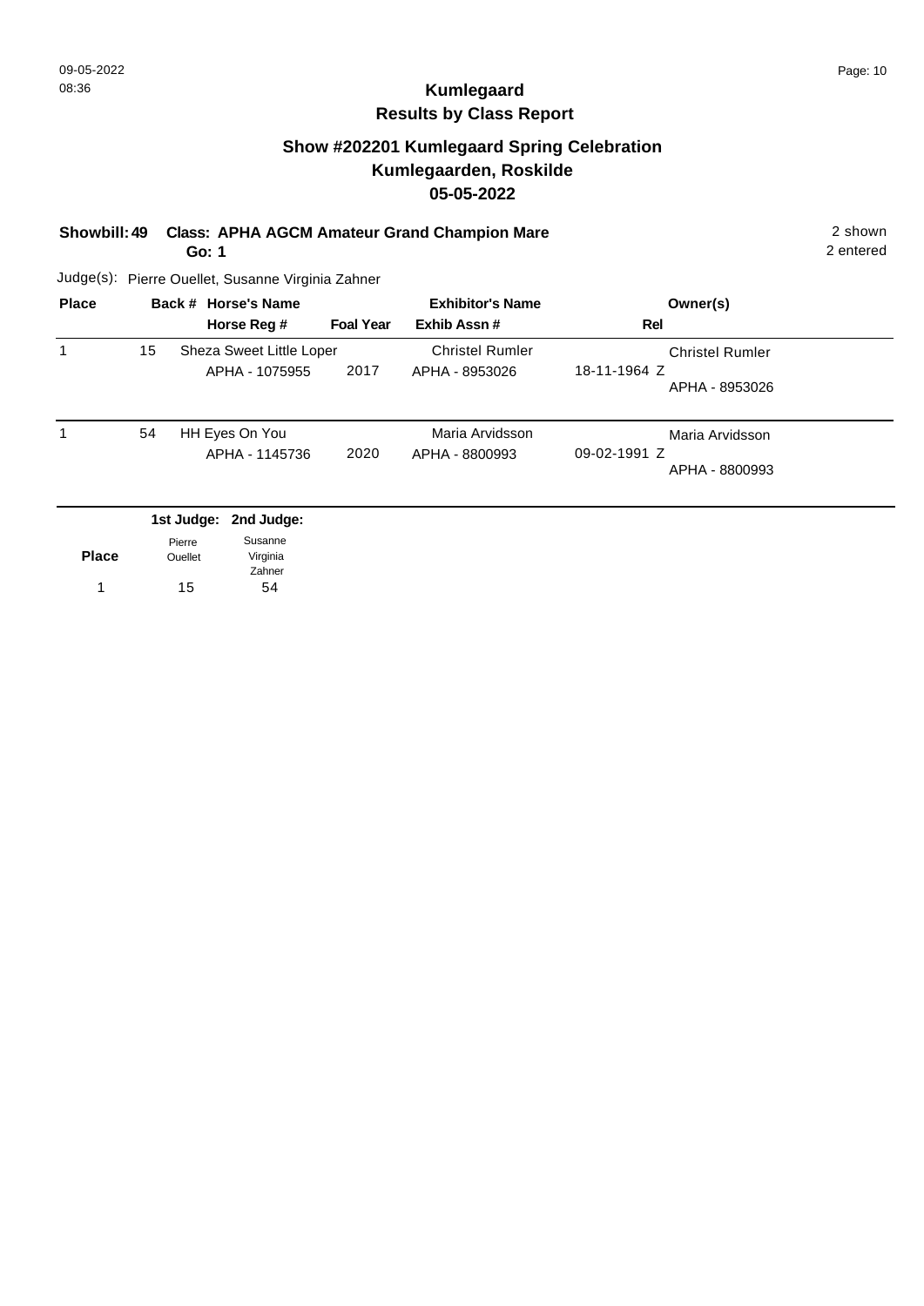## Kumlegaard
## Results by Class Report

### Show #202201 Kumlegaard Spring Celebration
### Kumlegaarden, Roskilde
### 05-05-2022

**Showbill: 49** **Class: APHA AGCM Amateur Grand Champion Mare** 2 shown
**Go: 1** 2 entered

Judge(s): Pierre Ouellet, Susanne Virginia Zahner

| Place | Back # | Horse's Name / Horse Reg # | Foal Year | Exhibitor's Name / Exhib Assn # | Rel | Owner(s) |
|---|---|---|---|---|---|---|
| 1 | 15 | Sheza Sweet Little Loper<br>APHA - 1075955 | 2017 | Christel Rumler<br>APHA - 8953026 | 18-11-1964 Z | Christel Rumler<br>APHA - 8953026 |
| 1 | 54 | HH Eyes On You<br>APHA - 1145736 | 2020 | Maria Arvidsson<br>APHA - 8800993 | 09-02-1991 Z | Maria Arvidsson<br>APHA - 8800993 |

| Place | 1st Judge: Pierre Ouellet | 2nd Judge: Susanne Virginia Zahner |
|---|---|---|
| 1 | 15 | 54 |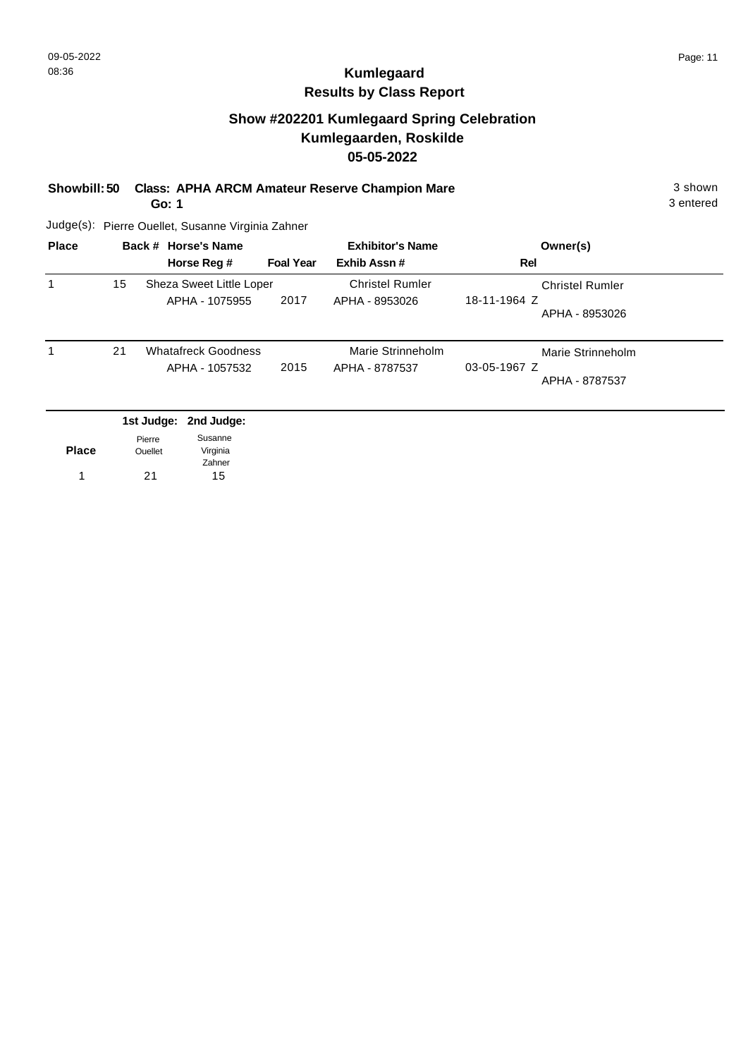09-05-2022
08:36

# Kumlegaard
## Results by Class Report

### Show #202201 Kumlegaard Spring Celebration
### Kumlegaarden, Roskilde
### 05-05-2022

**Showbill: 50 Class: APHA ARCM Amateur Reserve Champion Mare** — 3 shown, 3 entered

**Go: 1**

Judge(s): Pierre Ouellet, Susanne Virginia Zahner

| Place | Back # | Horse's Name / Horse Reg # | Foal Year | Exhibitor's Name / Exhib Assn # | Rel | Owner(s) |
|---|---|---|---|---|---|---|
| 1 | 15 | Sheza Sweet Little Loper<br>APHA - 1075955 | 2017 | Christel Rumler<br>APHA - 8953026 | 18-11-1964 Z | Christel Rumler<br>APHA - 8953026 |
| 1 | 21 | Whatafreck Goodness<br>APHA - 1057532 | 2015 | Marie Strinneholm<br>APHA - 8787537 | 03-05-1967 Z | Marie Strinneholm<br>APHA - 8787537 |

| Place | 1st Judge: Pierre Ouellet | 2nd Judge: Susanne Virginia Zahner |
|---|---|---|
| 1 | 21 | 15 |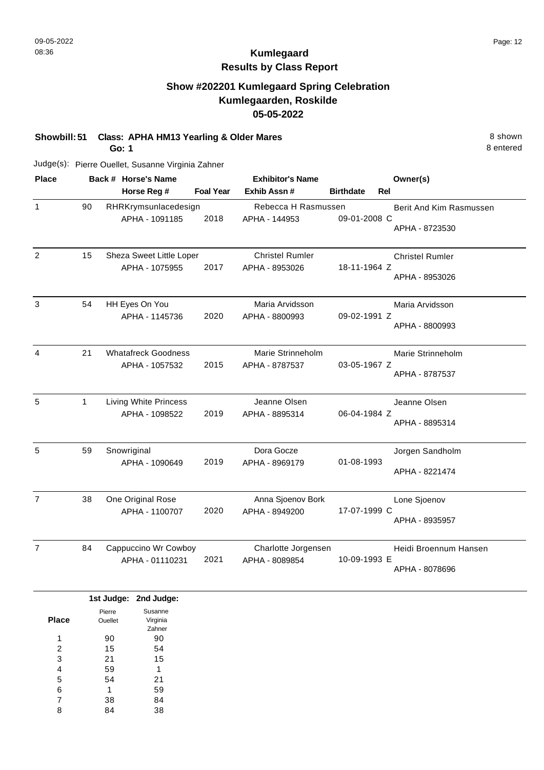# Kumlegaard

## Results by Class Report

### Show #202201 Kumlegaard Spring Celebration
### Kumlegaarden, Roskilde
### 05-05-2022

**Showbill: 51 Class: APHA HM13 Yearling & Older Mares** 8 shown
**Go: 1** 8 entered

Judge(s): Pierre Ouellet, Susanne Virginia Zahner

| Place | Back # | Horse's Name / Horse Reg # | Foal Year | Exhibitor's Name / Exhib Assn # | Birthdate | Rel | Owner(s) |
|---|---|---|---|---|---|---|---|
| 1 | 90 | RHRKrymsunlacedesign<br>APHA - 1091185 | 2018 | Rebecca H Rasmussen<br>APHA - 144953 | 09-01-2008 | C | Berit And Kim Rasmussen<br>APHA - 8723530 |
| 2 | 15 | Sheza Sweet Little Loper<br>APHA - 1075955 | 2017 | Christel Rumler<br>APHA - 8953026 | 18-11-1964 | Z | Christel Rumler<br>APHA - 8953026 |
| 3 | 54 | HH Eyes On You<br>APHA - 1145736 | 2020 | Maria Arvidsson<br>APHA - 8800993 | 09-02-1991 | Z | Maria Arvidsson<br>APHA - 8800993 |
| 4 | 21 | Whatafreck Goodness<br>APHA - 1057532 | 2015 | Marie Strinneholm<br>APHA - 8787537 | 03-05-1967 | Z | Marie Strinneholm<br>APHA - 8787537 |
| 5 | 1 | Living White Princess<br>APHA - 1098522 | 2019 | Jeanne Olsen<br>APHA - 8895314 | 06-04-1984 | Z | Jeanne Olsen<br>APHA - 8895314 |
| 5 | 59 | Snowriginal<br>APHA - 1090649 | 2019 | Dora Gocze<br>APHA - 8969179 | 01-08-1993 | | Jorgen Sandholm<br>APHA - 8221474 |
| 7 | 38 | One Original Rose<br>APHA - 1100707 | 2020 | Anna Sjoenov Bork<br>APHA - 8949200 | 17-07-1999 | C | Lone Sjoenov<br>APHA - 8935957 |
| 7 | 84 | Cappuccino Wr Cowboy<br>APHA - 01110231 | 2021 | Charlotte Jorgensen<br>APHA - 8089854 | 10-09-1993 | E | Heidi Broennum Hansen<br>APHA - 8078696 |

| Place | 1st Judge: Pierre Ouellet | 2nd Judge: Susanne Virginia Zahner |
|---|---|---|
| 1 | 90 | 90 |
| 2 | 15 | 54 |
| 3 | 21 | 15 |
| 4 | 59 | 1 |
| 5 | 54 | 21 |
| 6 | 1 | 59 |
| 7 | 38 | 84 |
| 8 | 84 | 38 |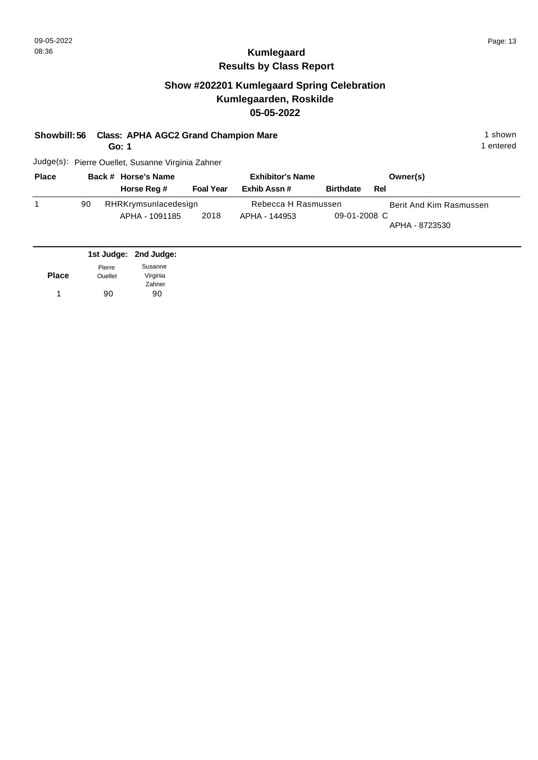# Kumlegaard

## Results by Class Report

### Show #202201 Kumlegaard Spring Celebration
### Kumlegaarden, Roskilde
### 05-05-2022

**Showbill: 56** **Class: APHA AGC2 Grand Champion Mare** 1 shown

**Go: 1** 1 entered

Judge(s): Pierre Ouellet, Susanne Virginia Zahner

| Place | Back # | Horse's Name / Horse Reg # | Foal Year | Exhibitor's Name / Exhib Assn # | Birthdate | Rel | Owner(s) |
|---|---|---|---|---|---|---|---|
| 1 | 90 | RHRKrymsunlacedesign<br>APHA - 1091185 | 2018 | Rebecca H Rasmussen<br>APHA - 144953 | 09-01-2008 | C | Berit And Kim Rasmussen<br>APHA - 8723530 |

| Place | 1st Judge: Pierre Ouellet | 2nd Judge: Susanne Virginia Zahner |
|---|---|---|
| 1 | 90 | 90 |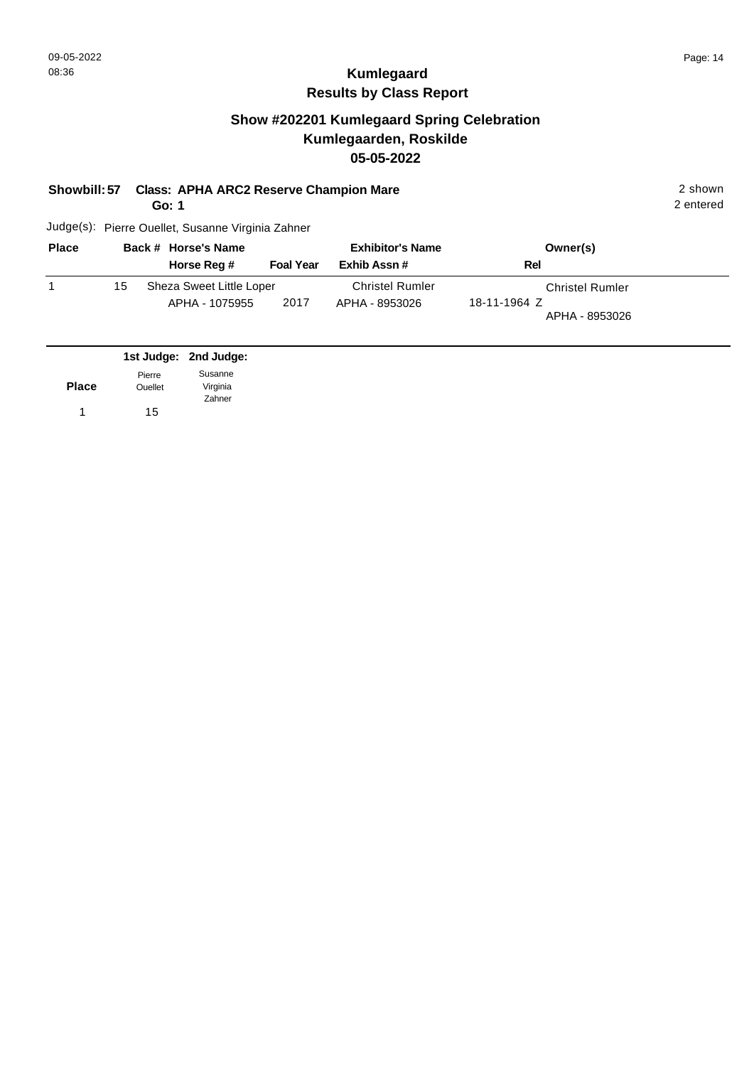09-05-2022
08:36

# Kumlegaard
## Results by Class Report

### Show #202201 Kumlegaard Spring Celebration
### Kumlegaarden, Roskilde
### 05-05-2022

**Showbill: 57** **Class: APHA ARC2 Reserve Champion Mare** 2 shown
**Go: 1** 2 entered

Judge(s): Pierre Ouellet, Susanne Virginia Zahner

| Place | Back # | Horse's Name / Horse Reg # | Foal Year | Exhibitor's Name / Exhib Assn # | Rel | Owner(s) |
|---|---|---|---|---|---|---|
| 1 | 15 | Sheza Sweet Little Loper<br>APHA - 1075955 | 2017 | Christel Rumler<br>APHA - 8953026 | 18-11-1964 Z | Christel Rumler<br>APHA - 8953026 |

| Place | 1st Judge: Pierre Ouellet | 2nd Judge: Susanne Virginia Zahner |
|---|---|---|
| 1 | 15 | |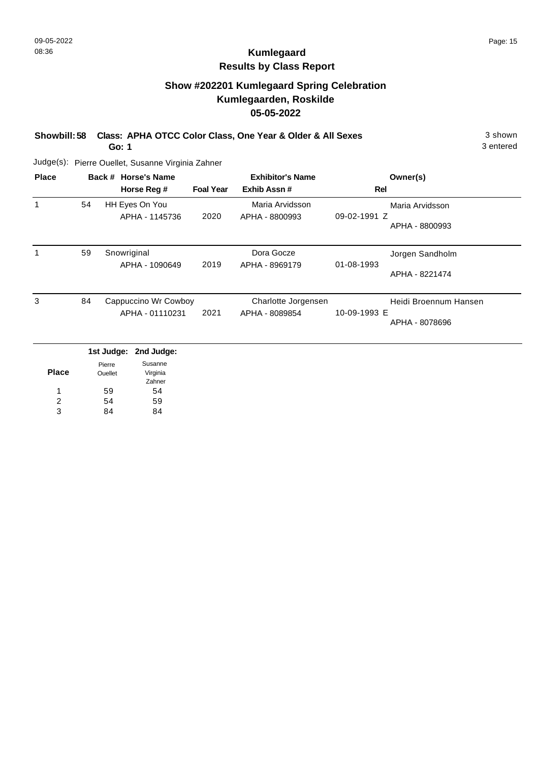# Kumlegaard

## Results by Class Report

### Show #202201 Kumlegaard Spring Celebration
### Kumlegaarden, Roskilde
### 05-05-2022

**Showbill: 58 Class: APHA OTCC Color Class, One Year & Older & All Sexes** 3 shown

**Go: 1** 3 entered

Judge(s): Pierre Ouellet, Susanne Virginia Zahner

| Place | Back # | Horse's Name / Horse Reg # | Foal Year | Exhibitor's Name / Exhib Assn # | Rel | Owner(s) |
|---|---|---|---|---|---|---|
| 1 | 54 | HH Eyes On You / APHA - 1145736 | 2020 | Maria Arvidsson / APHA - 8800993 | 09-02-1991 Z | Maria Arvidsson / APHA - 8800993 |
| 1 | 59 | Snowriginal / APHA - 1090649 | 2019 | Dora Gocze / APHA - 8969179 | 01-08-1993 | Jorgen Sandholm / APHA - 8221474 |
| 3 | 84 | Cappuccino Wr Cowboy / APHA - 01110231 | 2021 | Charlotte Jorgensen / APHA - 8089854 | 10-09-1993 E | Heidi Broennum Hansen / APHA - 8078696 |

| Place | 1st Judge: Pierre Ouellet | 2nd Judge: Susanne Virginia Zahner |
|---|---|---|
| 1 | 59 | 54 |
| 2 | 54 | 59 |
| 3 | 84 | 84 |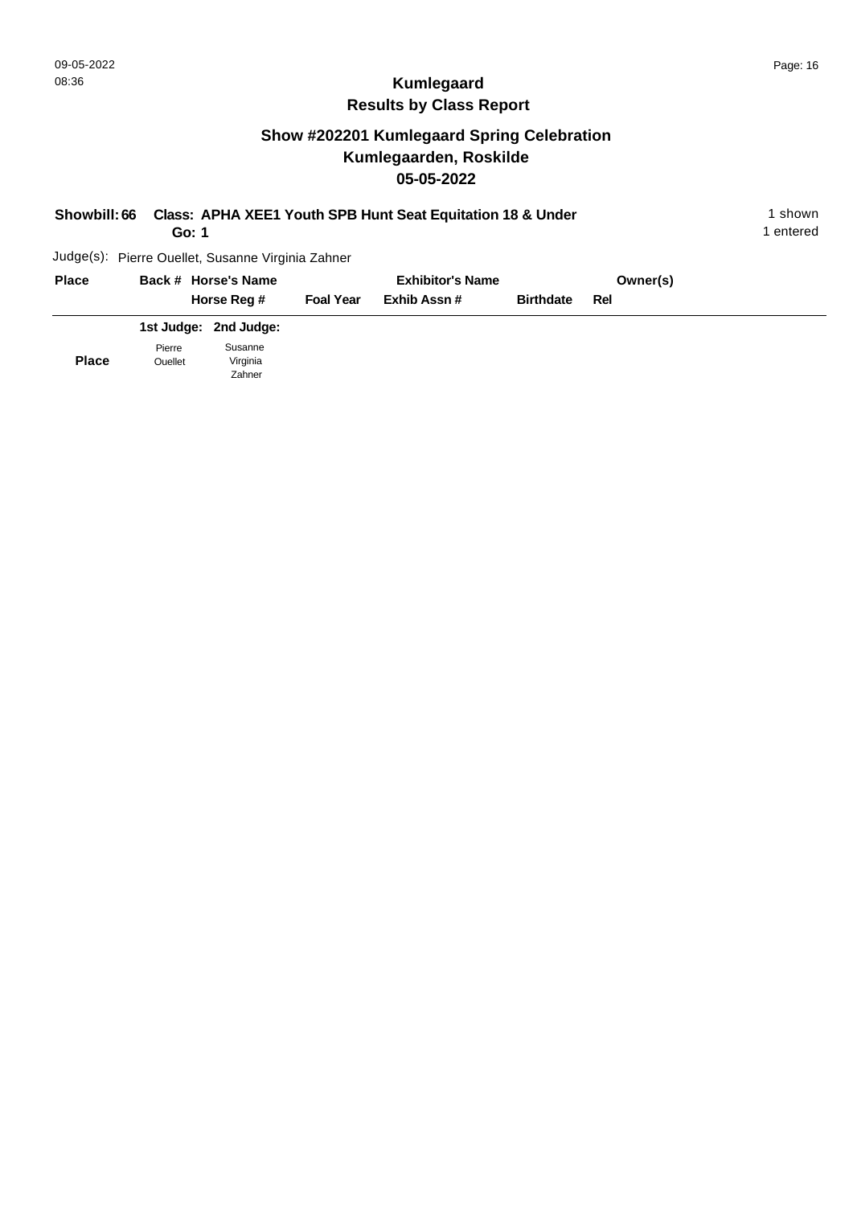# Kumlegaard
## Results by Class Report

### Show #202201 Kumlegaard Spring Celebration
### Kumlegaarden, Roskilde
### 05-05-2022

**Showbill: 66** **Class: APHA XEE1 Youth SPB Hunt Seat Equitation 18 & Under** 1 shown

**Go: 1** 1 entered

Judge(s): Pierre Ouellet, Susanne Virginia Zahner

| Place | Back # | Horse's Name / Horse Reg # | Foal Year | Exhibitor's Name / Exhib Assn # | Birthdate | Owner(s) / Rel |
|---|---|---|---|---|---|---|

| Place | 1st Judge: Pierre Ouellet | 2nd Judge: Susanne Virginia Zahner |
|---|---|---|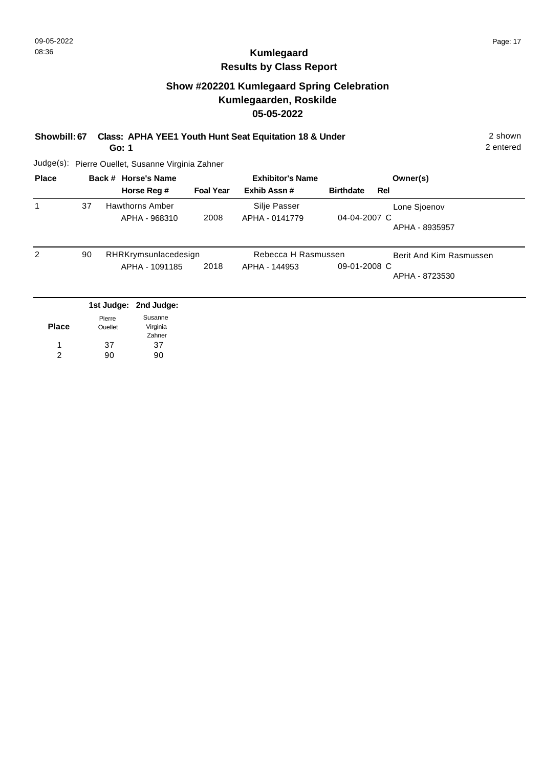# Kumlegaard

## Results by Class Report

### Show #202201 Kumlegaard Spring Celebration
### Kumlegaarden, Roskilde
### 05-05-2022

**Showbill: 67 Class: APHA YEE1 Youth Hunt Seat Equitation 18 & Under** 2 shown

**Go: 1** 2 entered

Judge(s): Pierre Ouellet, Susanne Virginia Zahner

| Place | Back # | Horse's Name / Horse Reg # | Foal Year | Exhibitor's Name / Exhib Assn # | Birthdate | Rel | Owner(s) |
|---|---|---|---|---|---|---|---|
| 1 | 37 | Hawthorns Amber<br>APHA - 968310 | 2008 | Silje Passer<br>APHA - 0141779 | 04-04-2007 | C | Lone Sjoenov<br>APHA - 8935957 |
| 2 | 90 | RHRKrymsunlacedesign<br>APHA - 1091185 | 2018 | Rebecca H Rasmussen<br>APHA - 144953 | 09-01-2008 | C | Berit And Kim Rasmussen<br>APHA - 8723530 |

| Place | 1st Judge: Pierre Ouellet | 2nd Judge: Susanne Virginia Zahner |
|---|---|---|
| 1 | 37 | 37 |
| 2 | 90 | 90 |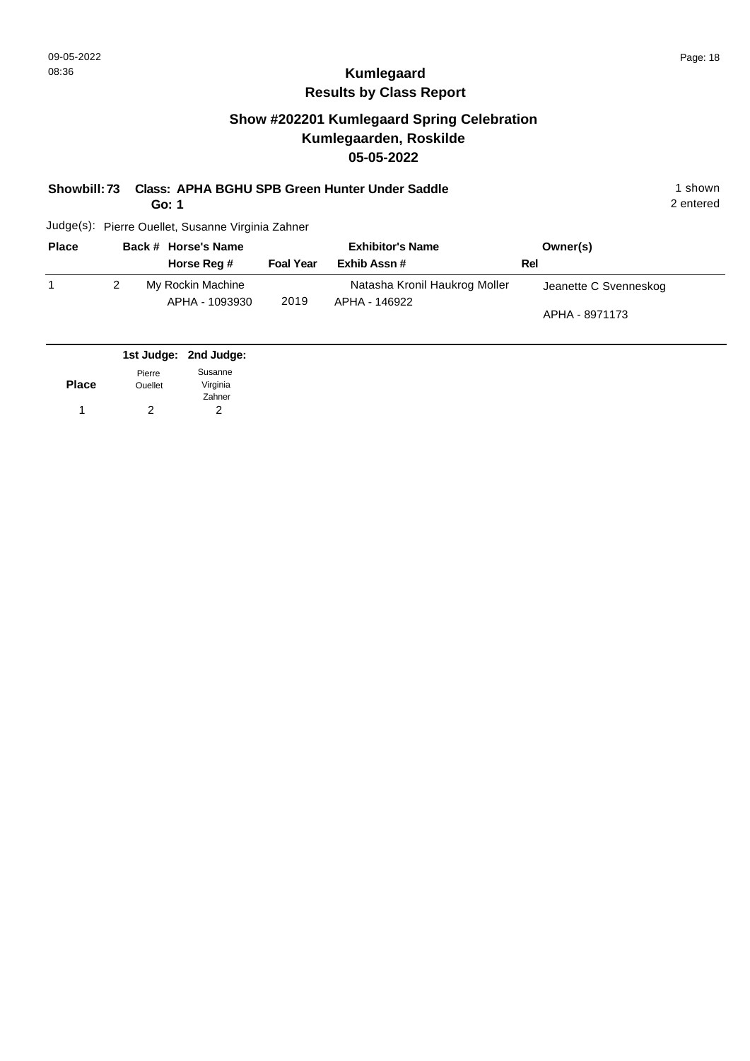# Kumlegaard
## Results by Class Report

### Show #202201 Kumlegaard Spring Celebration
### Kumlegaarden, Roskilde
### 05-05-2022

**Showbill: 73 Class: APHA BGHU SPB Green Hunter Under Saddle** 1 shown
**Go: 1** 2 entered

Judge(s): Pierre Ouellet, Susanne Virginia Zahner

| Place | Back # | Horse's Name / Horse Reg # | Foal Year | Exhibitor's Name / Exhib Assn # | Rel | Owner(s) |
|---|---|---|---|---|---|---|
| 1 | 2 | My Rockin Machine<br>APHA - 1093930 | 2019 | Natasha Kronil Haukrog Moller<br>APHA - 146922 | | Jeanette C Svenneskog<br>APHA - 8971173 |

| Place | 1st Judge: Pierre Ouellet | 2nd Judge: Susanne Virginia Zahner |
|---|---|---|
| 1 | 2 | 2 |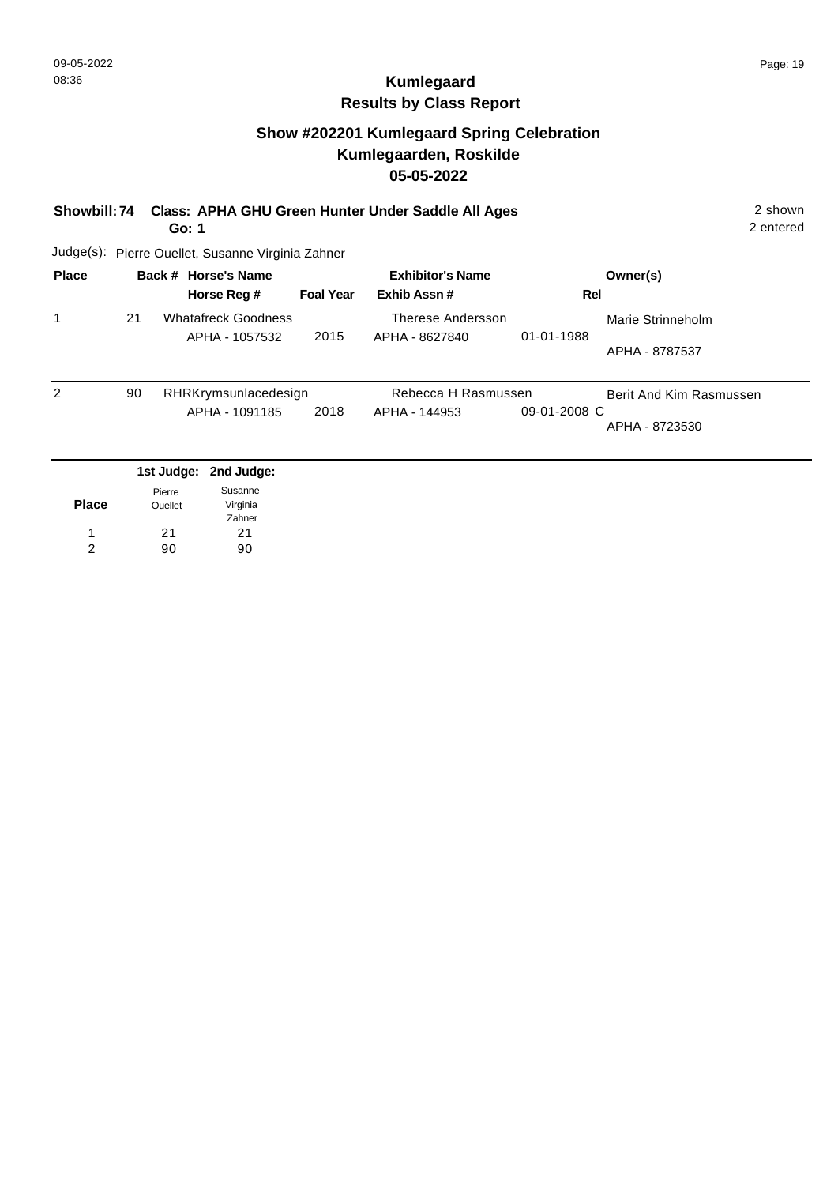# Kumlegaard
## Results by Class Report

### Show #202201 Kumlegaard Spring Celebration
### Kumlegaarden, Roskilde
### 05-05-2022

**Showbill: 74 Class: APHA GHU Green Hunter Under Saddle All Ages** 2 shown
**Go: 1** 2 entered

Judge(s): Pierre Ouellet, Susanne Virginia Zahner

| Place | Back # | Horse's Name / Horse Reg # | Foal Year | Exhibitor's Name / Exhib Assn # | Rel | Owner(s) |
|---|---|---|---|---|---|---|
| 1 | 21 | Whatafreck Goodness / APHA - 1057532 | 2015 | Therese Andersson / APHA - 8627840 | 01-01-1988 | Marie Strinneholm / APHA - 8787537 |
| 2 | 90 | RHRKrymsunlacedesign / APHA - 1091185 | 2018 | Rebecca H Rasmussen / APHA - 144953 | 09-01-2008 C | Berit And Kim Rasmussen / APHA - 8723530 |

| Place | 1st Judge: Pierre Ouellet | 2nd Judge: Susanne Virginia Zahner |
|---|---|---|
| 1 | 21 | 21 |
| 2 | 90 | 90 |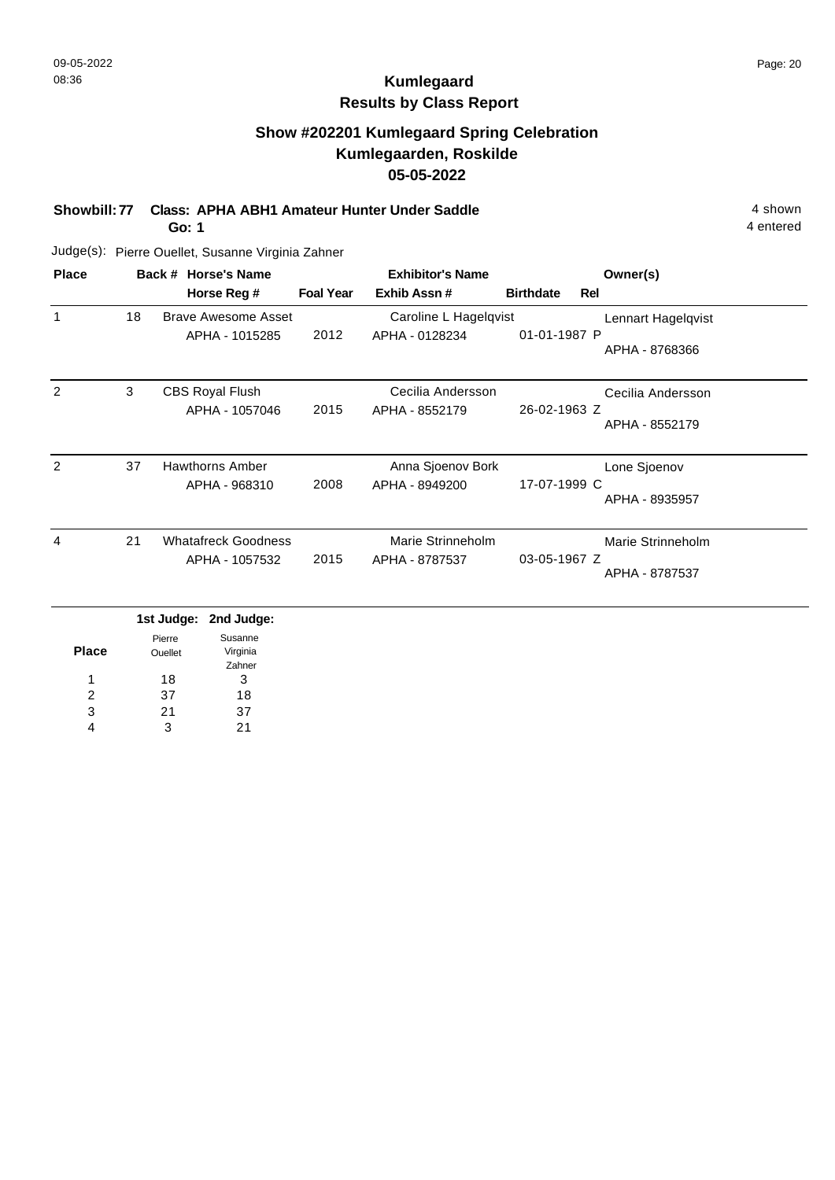# Kumlegaard
## Results by Class Report

### Show #202201 Kumlegaard Spring Celebration
### Kumlegaarden, Roskilde
### 05-05-2022

**Showbill: 77 Class: APHA ABH1 Amateur Hunter Under Saddle** 4 shown
**Go: 1** 4 entered

Judge(s): Pierre Ouellet, Susanne Virginia Zahner

| Place | Back # | Horse's Name / Horse Reg # | Foal Year | Exhibitor's Name / Exhib Assn # | Birthdate | Rel | Owner(s) |
|---|---|---|---|---|---|---|---|
| 1 | 18 | Brave Awesome Asset<br>APHA - 1015285 | 2012 | Caroline L Hagelqvist<br>APHA - 0128234 | 01-01-1987 | P | Lennart Hagelqvist<br>APHA - 8768366 |
| 2 | 3 | CBS Royal Flush<br>APHA - 1057046 | 2015 | Cecilia Andersson<br>APHA - 8552179 | 26-02-1963 | Z | Cecilia Andersson<br>APHA - 8552179 |
| 2 | 37 | Hawthorns Amber<br>APHA - 968310 | 2008 | Anna Sjoenov Bork<br>APHA - 8949200 | 17-07-1999 | C | Lone Sjoenov<br>APHA - 8935957 |
| 4 | 21 | Whatafreck Goodness<br>APHA - 1057532 | 2015 | Marie Strinneholm<br>APHA - 8787537 | 03-05-1967 | Z | Marie Strinneholm<br>APHA - 8787537 |

| Place | 1st Judge: Pierre Ouellet | 2nd Judge: Susanne Virginia Zahner |
|---|---|---|
| 1 | 18 | 3 |
| 2 | 37 | 18 |
| 3 | 21 | 37 |
| 4 | 3 | 21 |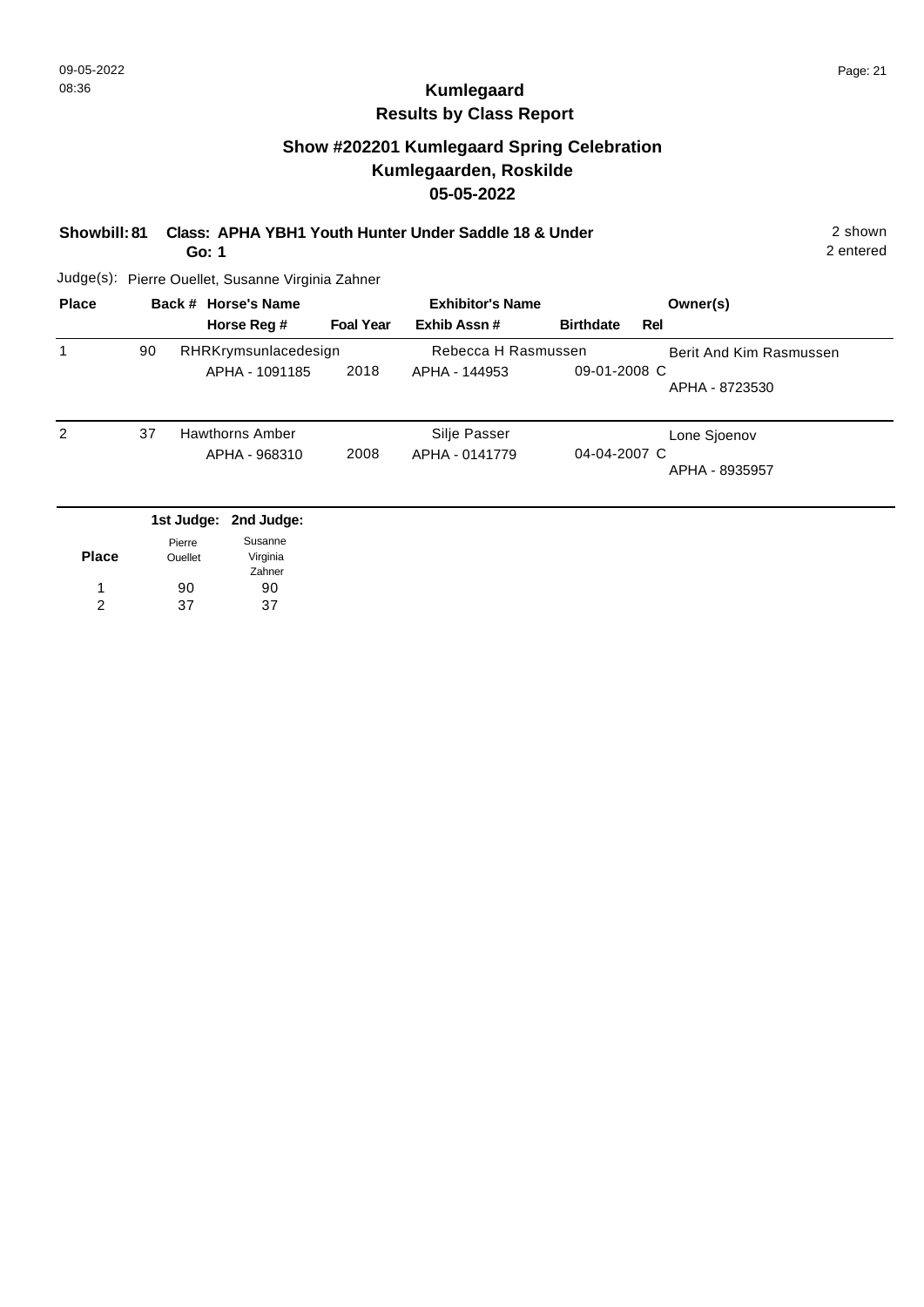# Kumlegaard

## Results by Class Report

### Show #202201 Kumlegaard Spring Celebration
### Kumlegaarden, Roskilde
### 05-05-2022

**Showbill: 81** **Class: APHA YBH1 Youth Hunter Under Saddle 18 & Under** 2 shown
**Go: 1** 2 entered

Judge(s): Pierre Ouellet, Susanne Virginia Zahner

| Place | Back # | Horse's Name / Horse Reg # | Foal Year | Exhibitor's Name / Exhib Assn # | Birthdate | Rel | Owner(s) |
|---|---|---|---|---|---|---|---|
| 1 | 90 | RHRKrymsunlacedesign<br>APHA - 1091185 | 2018 | Rebecca H Rasmussen<br>APHA - 144953 | 09-01-2008 | C | Berit And Kim Rasmussen<br>APHA - 8723530 |
| 2 | 37 | Hawthorns Amber<br>APHA - 968310 | 2008 | Silje Passer<br>APHA - 0141779 | 04-04-2007 | C | Lone Sjoenov<br>APHA - 8935957 |

| Place | 1st Judge: Pierre Ouellet | 2nd Judge: Susanne Virginia Zahner |
|---|---|---|
| 1 | 90 | 90 |
| 2 | 37 | 37 |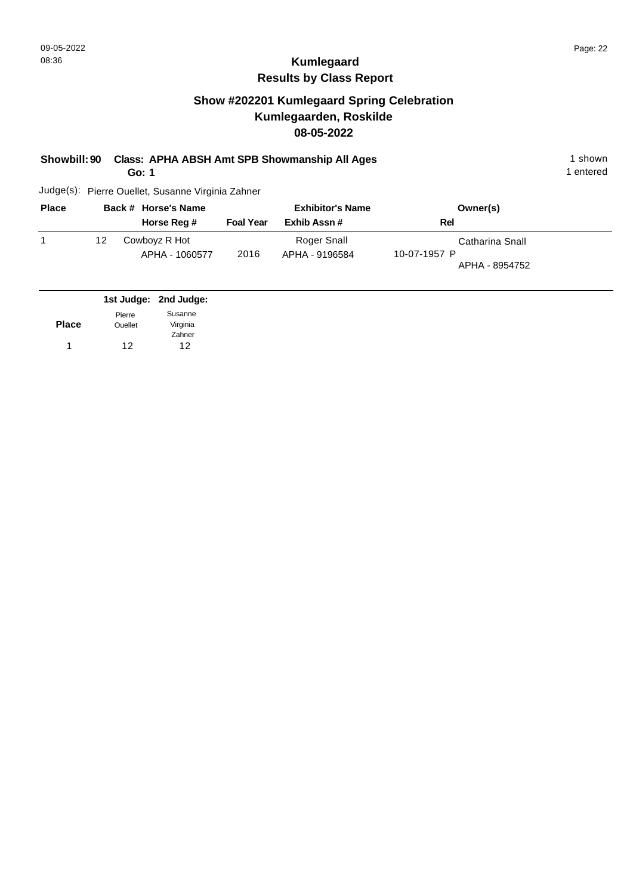# Kumlegaard

## Results by Class Report

### Show #202201 Kumlegaard Spring Celebration
### Kumlegaarden, Roskilde
### 08-05-2022

**Showbill: 90 Class: APHA ABSH Amt SPB Showmanship All Ages** 1 shown
**Go: 1** 1 entered

Judge(s): Pierre Ouellet, Susanne Virginia Zahner

| Place | Back # | Horse's Name / Horse Reg # | Foal Year | Exhibitor's Name / Exhib Assn # | Rel | Owner(s) |
|---|---|---|---|---|---|---|
| 1 | 12 | Cowboyz R Hot<br>APHA - 1060577 | 2016 | Roger Snall<br>APHA - 9196584 | 10-07-1957 P | Catharina Snall<br>APHA - 8954752 |

| Place | 1st Judge: Pierre Ouellet | 2nd Judge: Susanne Virginia Zahner |
|---|---|---|
| 1 | 12 | 12 |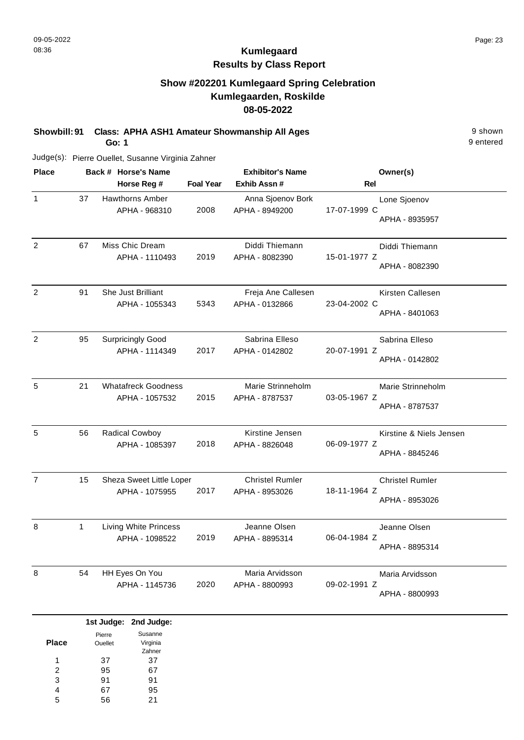# Kumlegaard
## Results by Class Report

### Show #202201 Kumlegaard Spring Celebration
### Kumlegaarden, Roskilde
### 08-05-2022

**Showbill: 91 Class: APHA ASH1 Amateur Showmanship All Ages** 9 shown

**Go: 1** 9 entered

Judge(s): Pierre Ouellet, Susanne Virginia Zahner

| Place | Back # | Horse's Name / Horse Reg # | Foal Year | Exhibitor's Name / Exhib Assn # | Rel | Owner(s) |
|---|---|---|---|---|---|---|
| 1 | 37 | Hawthorns Amber<br>APHA - 968310 | 2008 | Anna Sjoenov Bork<br>APHA - 8949200 | 17-07-1999 C | Lone Sjoenov<br>APHA - 8935957 |
| 2 | 67 | Miss Chic Dream<br>APHA - 1110493 | 2019 | Diddi Thiemann<br>APHA - 8082390 | 15-01-1977 Z | Diddi Thiemann<br>APHA - 8082390 |
| 2 | 91 | She Just Brilliant<br>APHA - 1055343 | 5343 | Freja Ane Callesen<br>APHA - 0132866 | 23-04-2002 C | Kirsten Callesen<br>APHA - 8401063 |
| 2 | 95 | Surpricingly Good<br>APHA - 1114349 | 2017 | Sabrina Elleso<br>APHA - 0142802 | 20-07-1991 Z | Sabrina Elleso<br>APHA - 0142802 |
| 5 | 21 | Whatafreck Goodness<br>APHA - 1057532 | 2015 | Marie Strinneholm<br>APHA - 8787537 | 03-05-1967 Z | Marie Strinneholm<br>APHA - 8787537 |
| 5 | 56 | Radical Cowboy<br>APHA - 1085397 | 2018 | Kirstine Jensen<br>APHA - 8826048 | 06-09-1977 Z | Kirstine & Niels Jensen<br>APHA - 8845246 |
| 7 | 15 | Sheza Sweet Little Loper<br>APHA - 1075955 | 2017 | Christel Rumler<br>APHA - 8953026 | 18-11-1964 Z | Christel Rumler<br>APHA - 8953026 |
| 8 | 1 | Living White Princess<br>APHA - 1098522 | 2019 | Jeanne Olsen<br>APHA - 8895314 | 06-04-1984 Z | Jeanne Olsen<br>APHA - 8895314 |
| 8 | 54 | HH Eyes On You<br>APHA - 1145736 | 2020 | Maria Arvidsson<br>APHA - 8800993 | 09-02-1991 Z | Maria Arvidsson<br>APHA - 8800993 |

| Place | 1st Judge: Pierre Ouellet | 2nd Judge: Susanne Virginia Zahner |
|---|---|---|
| 1 | 37 | 37 |
| 2 | 95 | 67 |
| 3 | 91 | 91 |
| 4 | 67 | 95 |
| 5 | 56 | 21 |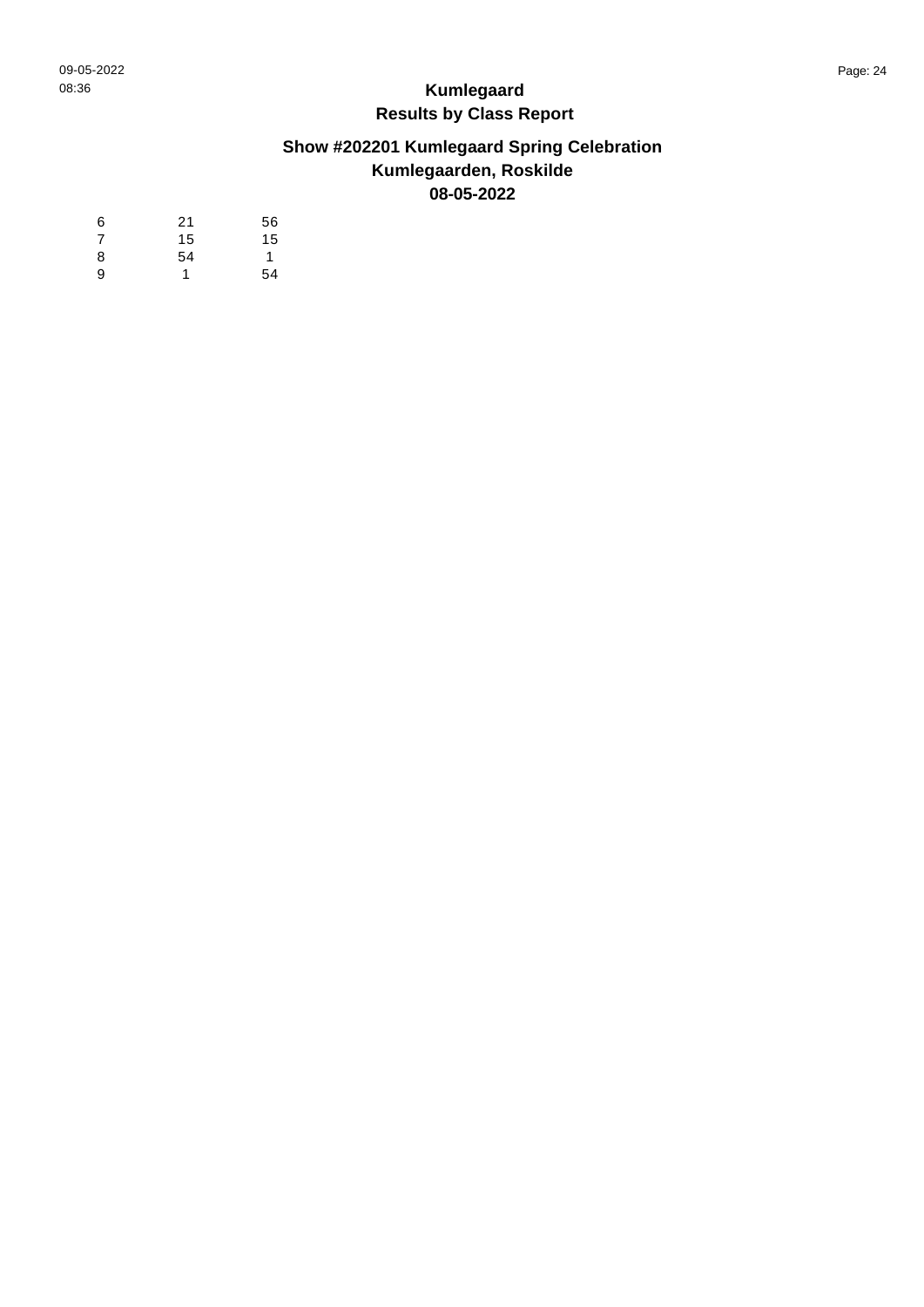# Kumlegaard

## Results by Class Report

### Show #202201 Kumlegaard Spring Celebration
### Kumlegaarden, Roskilde
### 08-05-2022

| | | |
|---|---|---|
| 6 | 21 | 56 |
| 7 | 15 | 15 |
| 8 | 54 | 1 |
| 9 | 1 | 54 |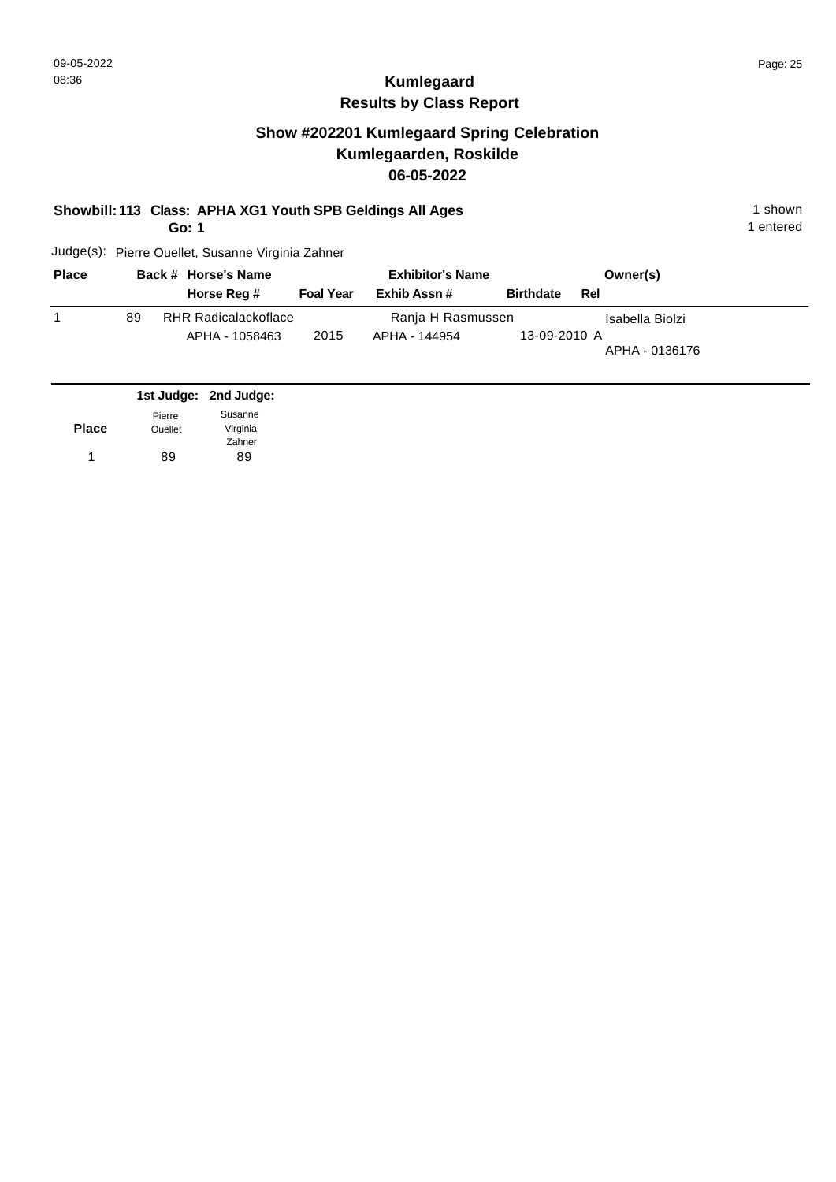# Kumlegaard
## Results by Class Report

### Show #202201 Kumlegaard Spring Celebration
### Kumlegaarden, Roskilde
### 06-05-2022

**Showbill: 113 Class: APHA XG1 Youth SPB Geldings All Ages** 1 shown
**Go: 1** 1 entered

Judge(s): Pierre Ouellet, Susanne Virginia Zahner

| Place | Back # | Horse's Name / Horse Reg # | Foal Year | Exhibitor's Name / Exhib Assn # | Birthdate | Rel | Owner(s) |
|---|---|---|---|---|---|---|---|
| 1 | 89 | RHR Radicalackoflace<br>APHA - 1058463 | 2015 | Ranja H Rasmussen<br>APHA - 144954 | 13-09-2010 | A | Isabella Biolzi<br>APHA - 0136176 |

| Place | 1st Judge: Pierre Ouellet | 2nd Judge: Susanne Virginia Zahner |
|---|---|---|
| 1 | 89 | 89 |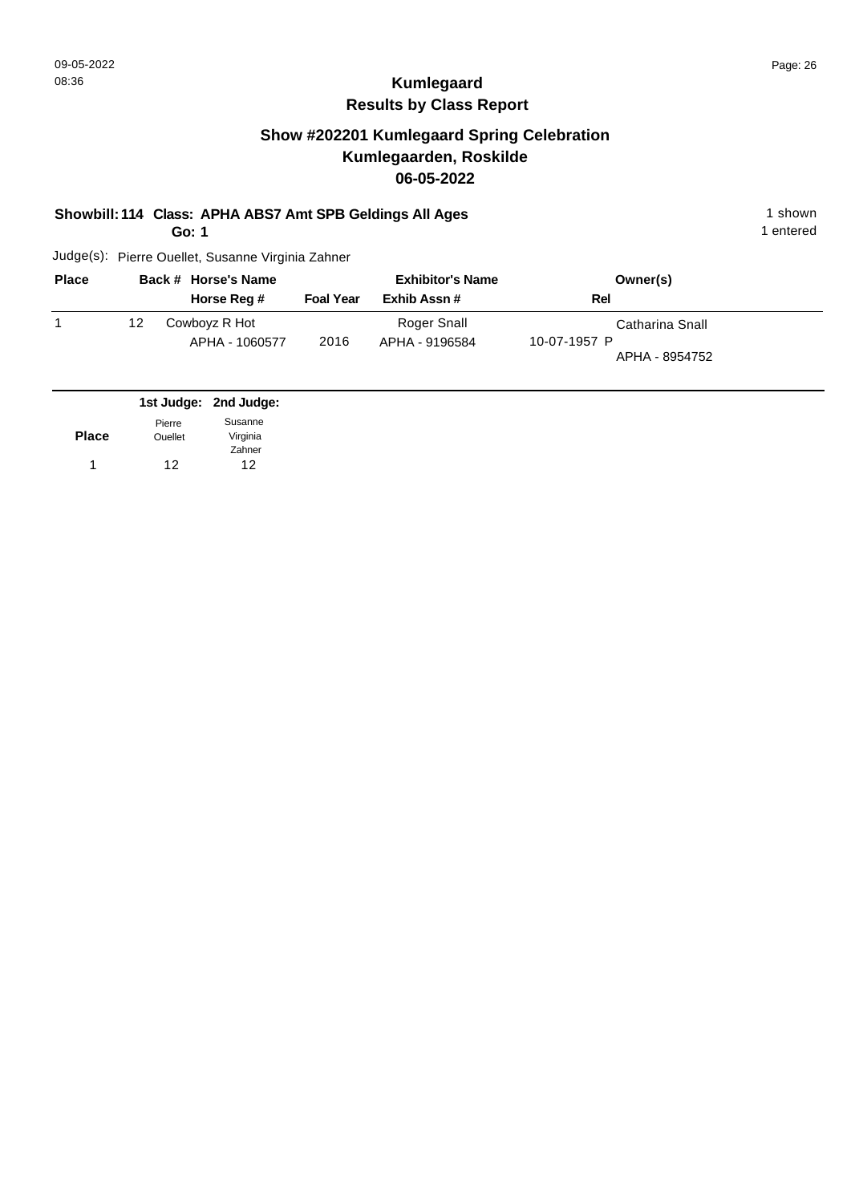# Kumlegaard
## Results by Class Report

### Show #202201 Kumlegaard Spring Celebration
### Kumlegaarden, Roskilde
### 06-05-2022

**Showbill: 114 Class: APHA ABS7 Amt SPB Geldings All Ages** 1 shown
**Go: 1** 1 entered

Judge(s): Pierre Ouellet, Susanne Virginia Zahner

| Place | Back # | Horse's Name / Horse Reg # | Foal Year | Exhibitor's Name / Exhib Assn # | Rel | Owner(s) |
|---|---|---|---|---|---|---|
| 1 | 12 | Cowboyz R Hot<br>APHA - 1060577 | 2016 | Roger Snall<br>APHA - 9196584 | 10-07-1957 P | Catharina Snall<br>APHA - 8954752 |

| Place | 1st Judge: Pierre Ouellet | 2nd Judge: Susanne Virginia Zahner |
|---|---|---|
| 1 | 12 | 12 |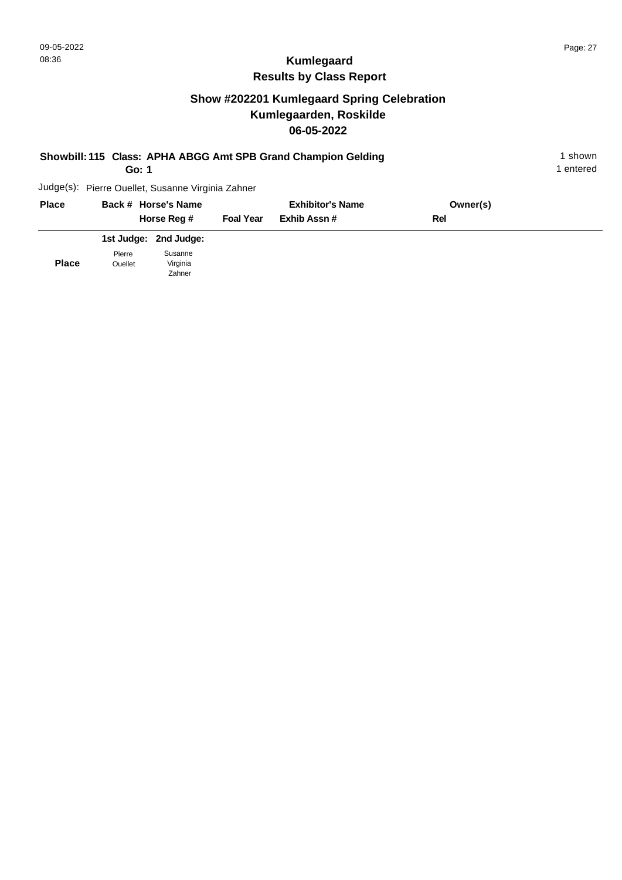# Kumlegaard

## Results by Class Report

### Show #202201 Kumlegaard Spring Celebration
### Kumlegaarden, Roskilde
### 06-05-2022

**Showbill: 115 Class: APHA ABGG Amt SPB Grand Champion Gelding**
**Go: 1**

1 shown
1 entered

Judge(s): Pierre Ouellet, Susanne Virginia Zahner

| Place | Back # | Horse's Name / Horse Reg # | Foal Year | Exhibitor's Name / Exhib Assn # | Owner(s) / Rel |
|---|---|---|---|---|---|

| | 1st Judge: | 2nd Judge: |
|---|---|---|
| **Place** | Pierre Ouellet | Susanne Virginia Zahner |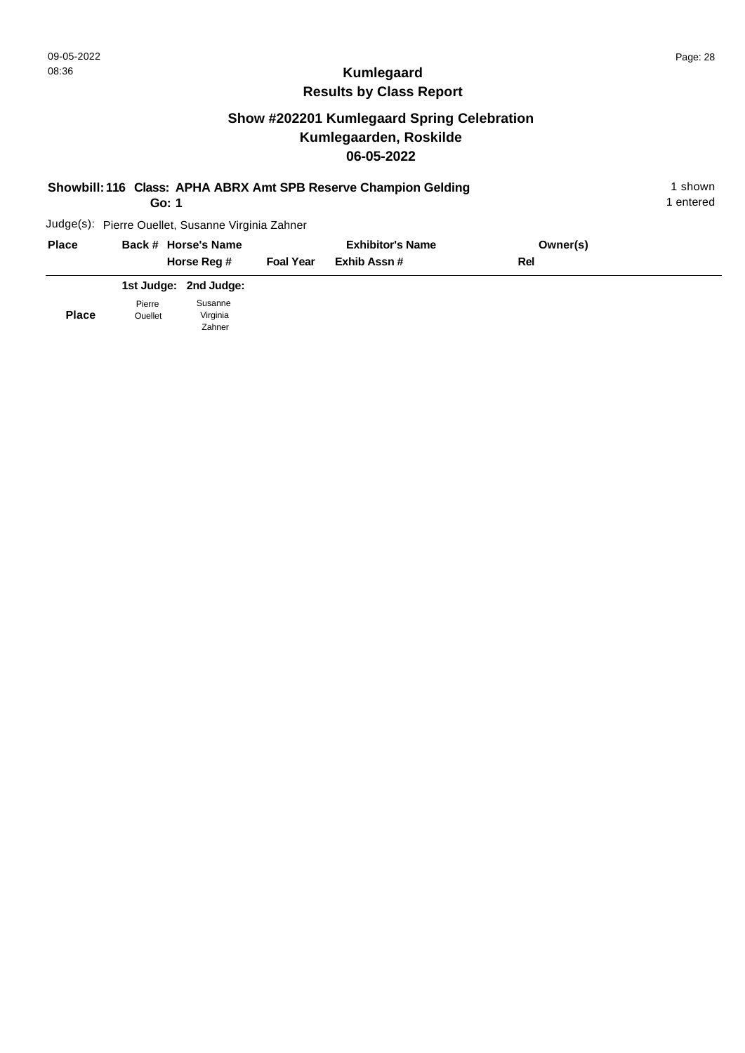# Kumlegaard
## Results by Class Report

## Show #202201 Kumlegaard Spring Celebration
## Kumlegaarden, Roskilde
## 06-05-2022

**Showbill: 116 Class: APHA ABRX Amt SPB Reserve Champion Gelding** — 1 shown

**Go: 1** — 1 entered

Judge(s): Pierre Ouellet, Susanne Virginia Zahner

| Place | Back # | Horse's Name / Horse Reg # | Foal Year | Exhibitor's Name / Exhib Assn # | Owner(s) / Rel |
|---|---|---|---|---|---|

| | 1st Judge: | 2nd Judge: |
|---|---|---|
| **Place** | Pierre Ouellet | Susanne Virginia Zahner |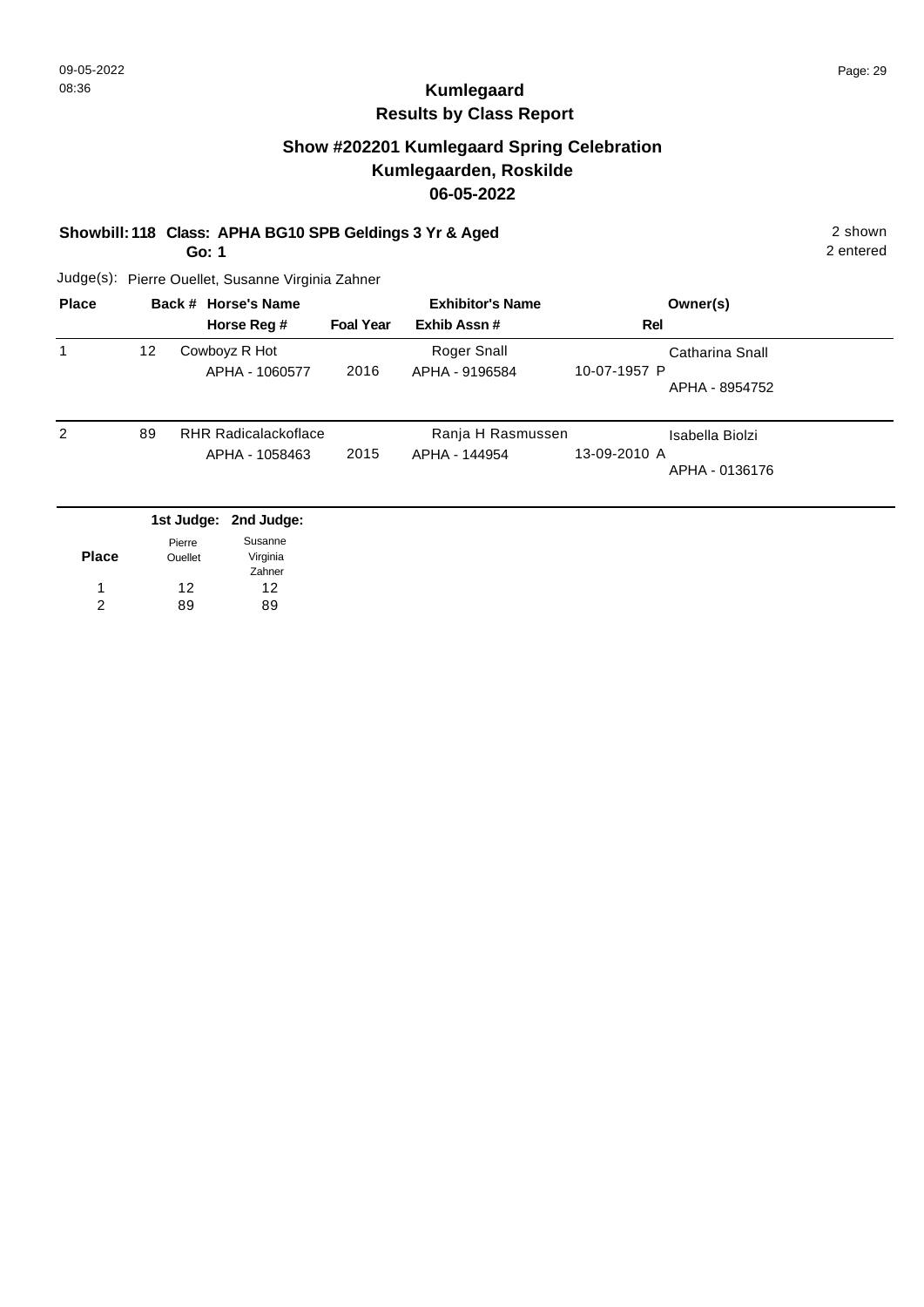# Kumlegaard

## Results by Class Report

### Show #202201 Kumlegaard Spring Celebration
### Kumlegaarden, Roskilde
### 06-05-2022

**Showbill: 118 Class: APHA BG10 SPB Geldings 3 Yr & Aged** 2 shown
**Go: 1** 2 entered

Judge(s): Pierre Ouellet, Susanne Virginia Zahner

| Place | Back # | Horse's Name / Horse Reg # | Foal Year | Exhibitor's Name / Exhib Assn # | Rel | Owner(s) |
|---|---|---|---|---|---|---|
| 1 | 12 | Cowboyz R Hot<br>APHA - 1060577 | 2016 | Roger Snall<br>APHA - 9196584 | 10-07-1957 P | Catharina Snall<br>APHA - 8954752 |
| 2 | 89 | RHR Radicalackoflace<br>APHA - 1058463 | 2015 | Ranja H Rasmussen<br>APHA - 144954 | 13-09-2010 A | Isabella Biolzi<br>APHA - 0136176 |

| Place | 1st Judge: Pierre Ouellet | 2nd Judge: Susanne Virginia Zahner |
|---|---|---|
| 1 | 12 | 12 |
| 2 | 89 | 89 |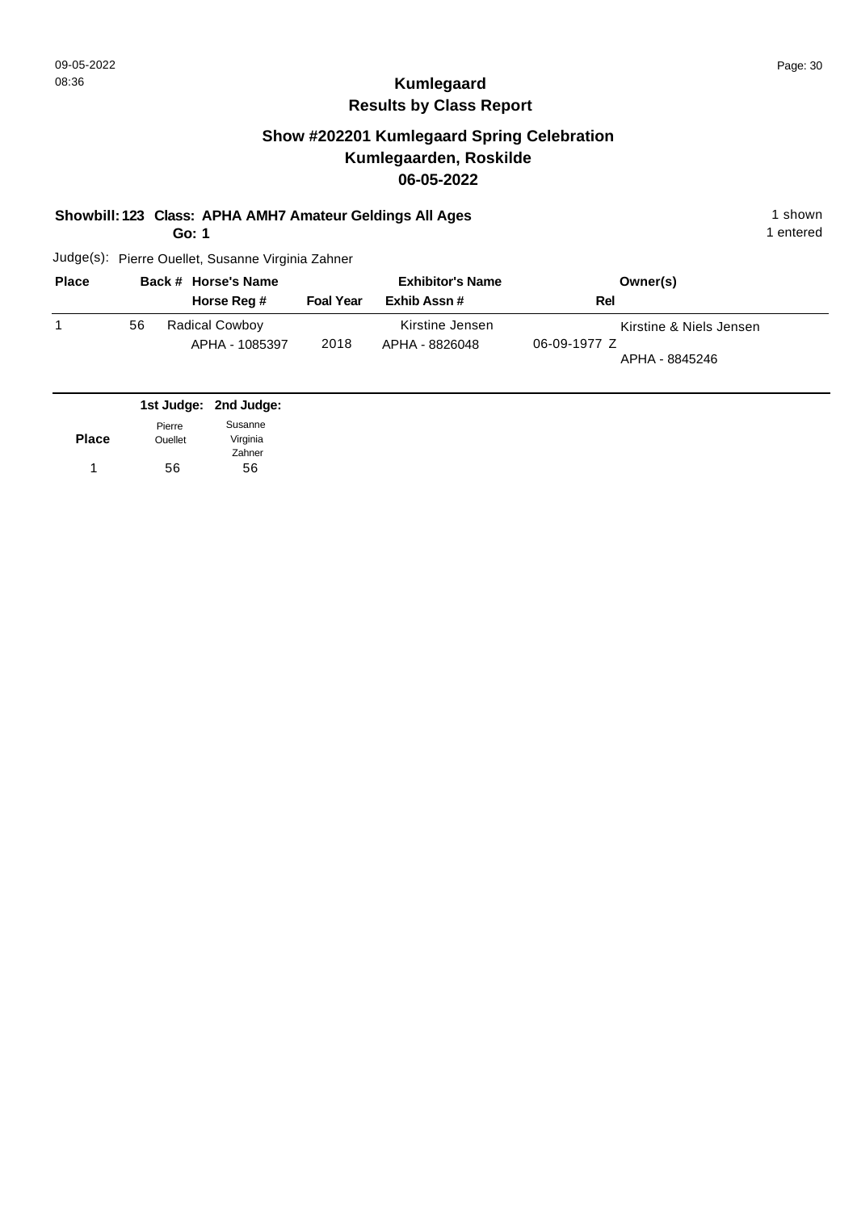# Kumlegaard
## Results by Class Report

### Show #202201 Kumlegaard Spring Celebration
### Kumlegaarden, Roskilde
### 06-05-2022

**Showbill: 123 Class: APHA AMH7 Amateur Geldings All Ages** — 1 shown, 1 entered

**Go: 1**

Judge(s): Pierre Ouellet, Susanne Virginia Zahner

| Place | Back # | Horse's Name / Horse Reg # | Foal Year | Exhibitor's Name / Exhib Assn # | Rel | Owner(s) |
|---|---|---|---|---|---|---|
| 1 | 56 | Radical Cowboy / APHA - 1085397 | 2018 | Kirstine Jensen / APHA - 8826048 | 06-09-1977 Z | Kirstine & Niels Jensen / APHA - 8845246 |

| Place | 1st Judge: Pierre Ouellet | 2nd Judge: Susanne Virginia Zahner |
|---|---|---|
| 1 | 56 | 56 |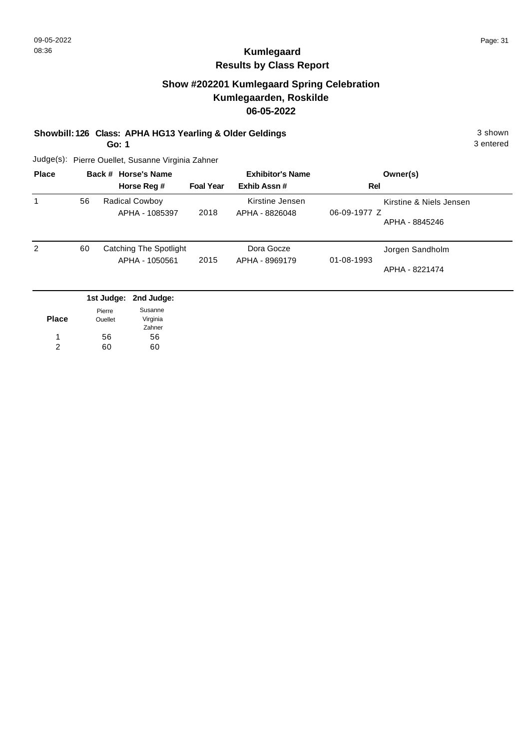# Kumlegaard

## Results by Class Report

### Show #202201 Kumlegaard Spring Celebration
### Kumlegaarden, Roskilde
### 06-05-2022

**Showbill: 126 Class: APHA HG13 Yearling & Older Geldings** 3 shown
**Go: 1** 3 entered

Judge(s): Pierre Ouellet, Susanne Virginia Zahner

| Place | Back # | Horse's Name / Horse Reg # | Foal Year | Exhibitor's Name / Exhib Assn # | Rel | Owner(s) |
|---|---|---|---|---|---|---|
| 1 | 56 | Radical Cowboy<br>APHA - 1085397 | 2018 | Kirstine Jensen<br>APHA - 8826048 | 06-09-1977 Z | Kirstine & Niels Jensen<br>APHA - 8845246 |
| 2 | 60 | Catching The Spotlight<br>APHA - 1050561 | 2015 | Dora Gocze<br>APHA - 8969179 | 01-08-1993 | Jorgen Sandholm<br>APHA - 8221474 |

| Place | 1st Judge: Pierre Ouellet | 2nd Judge: Susanne Virginia Zahner |
|---|---|---|
| 1 | 56 | 56 |
| 2 | 60 | 60 |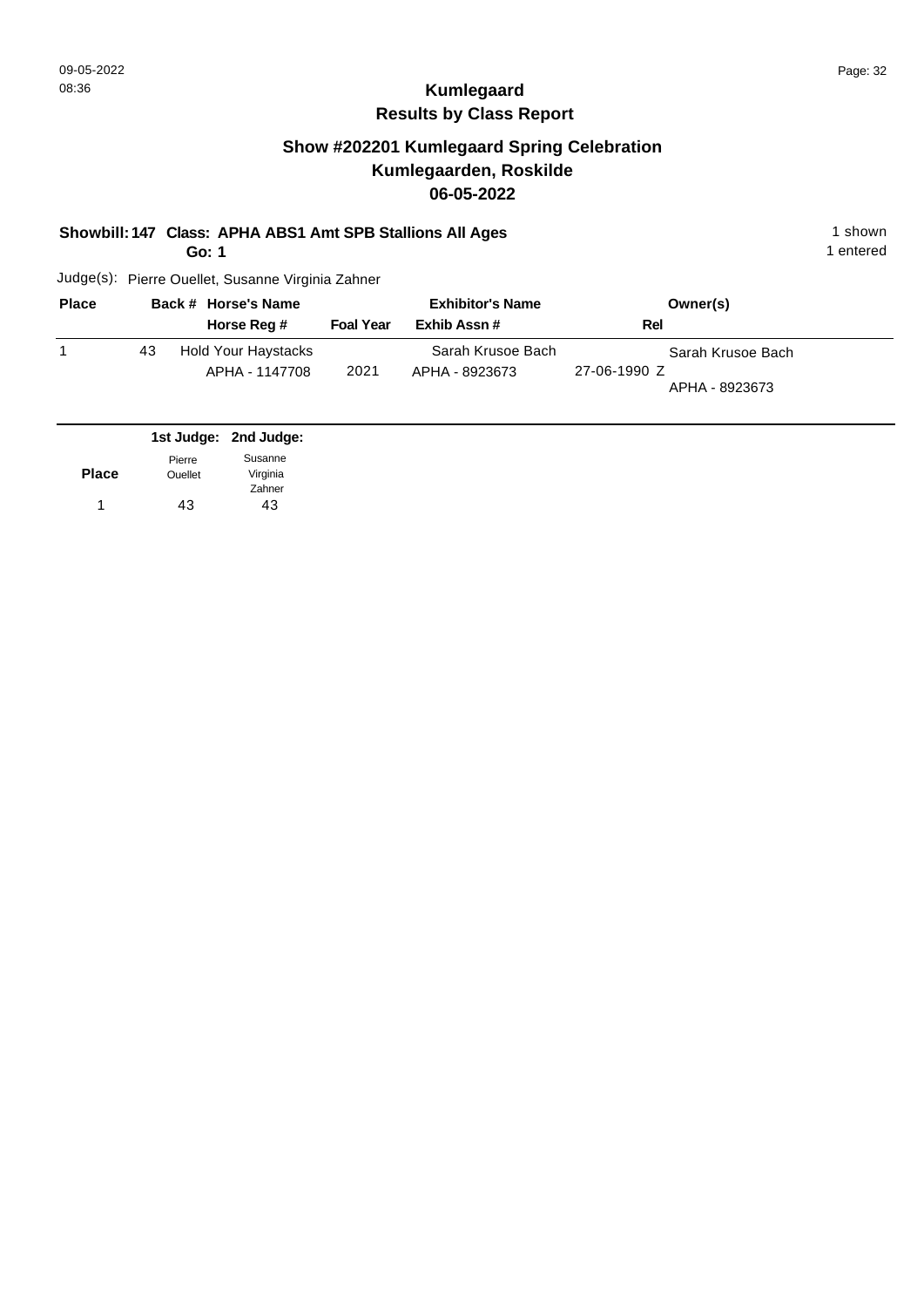# Kumlegaard
## Results by Class Report

### Show #202201 Kumlegaard Spring Celebration
### Kumlegaarden, Roskilde
### 06-05-2022

**Showbill: 147 Class: APHA ABS1 Amt SPB Stallions All Ages** 1 shown
**Go: 1** 1 entered

Judge(s): Pierre Ouellet, Susanne Virginia Zahner

| Place | Back # | Horse's Name / Horse Reg # | Foal Year | Exhibitor's Name / Exhib Assn # | Rel | Owner(s) |
|---|---|---|---|---|---|---|
| 1 | 43 | Hold Your Haystacks<br>APHA - 1147708 | 2021 | Sarah Krusoe Bach<br>APHA - 8923673 | 27-06-1990 Z | Sarah Krusoe Bach<br>APHA - 8923673 |

| Place | 1st Judge: Pierre Ouellet | 2nd Judge: Susanne Virginia Zahner |
|---|---|---|
| 1 | 43 | 43 |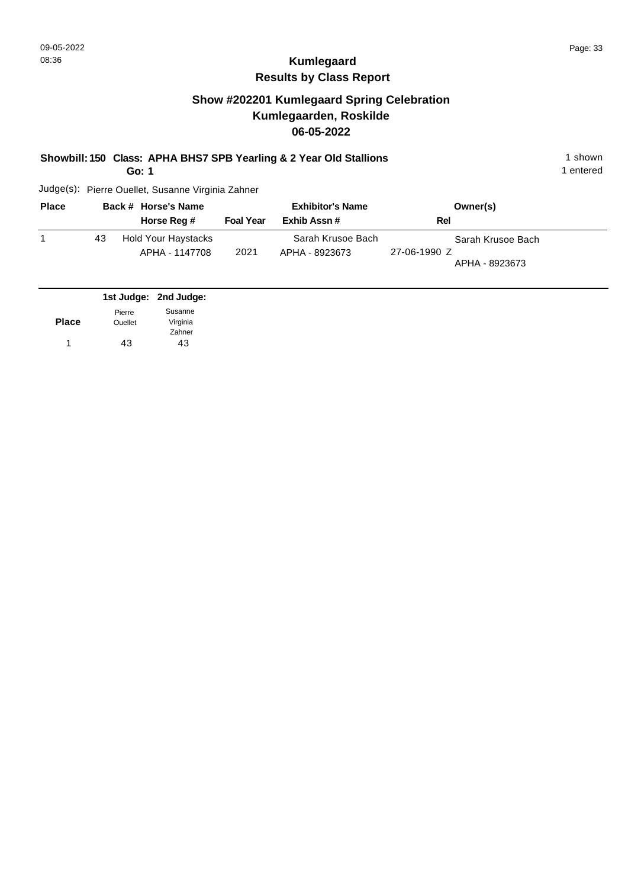# Kumlegaard
## Results by Class Report

### Show #202201 Kumlegaard Spring Celebration
### Kumlegaarden, Roskilde
### 06-05-2022

**Showbill: 150 Class: APHA BHS7 SPB Yearling & 2 Year Old Stallions** — 1 shown

**Go: 1** — 1 entered

Judge(s): Pierre Ouellet, Susanne Virginia Zahner

| Place | Back # | Horse's Name / Horse Reg # | Foal Year | Exhibitor's Name / Exhib Assn # | Rel | Owner(s) |
|---|---|---|---|---|---|---|
| 1 | 43 | Hold Your Haystacks<br>APHA - 1147708 | 2021 | Sarah Krusoe Bach<br>APHA - 8923673 | 27-06-1990 Z | Sarah Krusoe Bach<br>APHA - 8923673 |

| Place | 1st Judge: Pierre Ouellet | 2nd Judge: Susanne Virginia Zahner |
|---|---|---|
| 1 | 43 | 43 |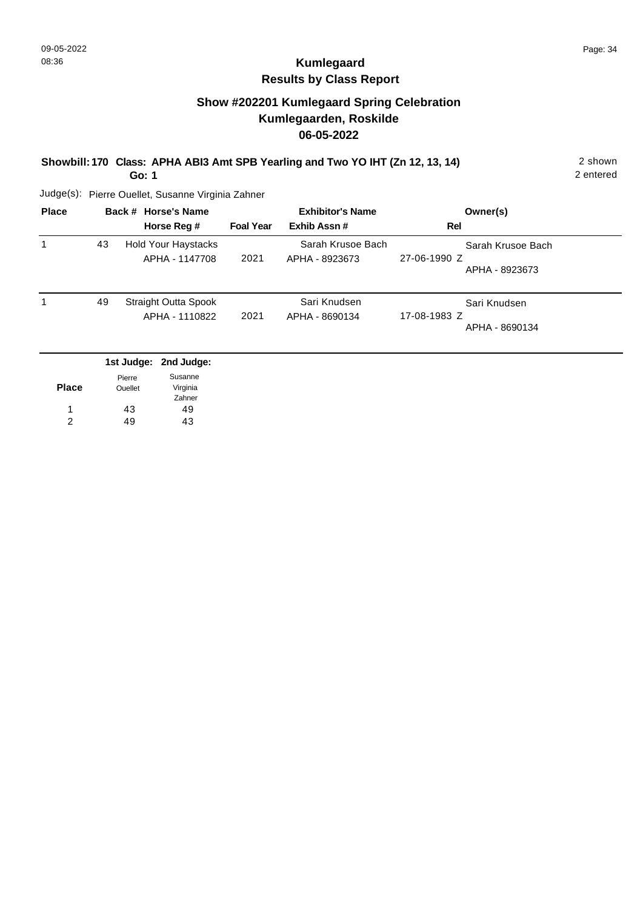# Kumlegaard

## Results by Class Report

### Show #202201 Kumlegaard Spring Celebration
### Kumlegaarden, Roskilde
### 06-05-2022

**Showbill: 170 Class: APHA ABI3 Amt SPB Yearling and Two YO IHT (Zn 12, 13, 14)** 2 shown
**Go: 1** 2 entered

Judge(s): Pierre Ouellet, Susanne Virginia Zahner

| Place | Back # | Horse's Name / Horse Reg # | Foal Year | Exhibitor's Name / Exhib Assn # | Rel | Owner(s) |
|---|---|---|---|---|---|---|
| 1 | 43 | Hold Your Haystacks<br>APHA - 1147708 | 2021 | Sarah Krusoe Bach<br>APHA - 8923673 | 27-06-1990 Z | Sarah Krusoe Bach<br>APHA - 8923673 |
| 1 | 49 | Straight Outta Spook<br>APHA - 1110822 | 2021 | Sari Knudsen<br>APHA - 8690134 | 17-08-1983 Z | Sari Knudsen<br>APHA - 8690134 |

| Place | 1st Judge: Pierre Ouellet | 2nd Judge: Susanne Virginia Zahner |
|---|---|---|
| 1 | 43 | 49 |
| 2 | 49 | 43 |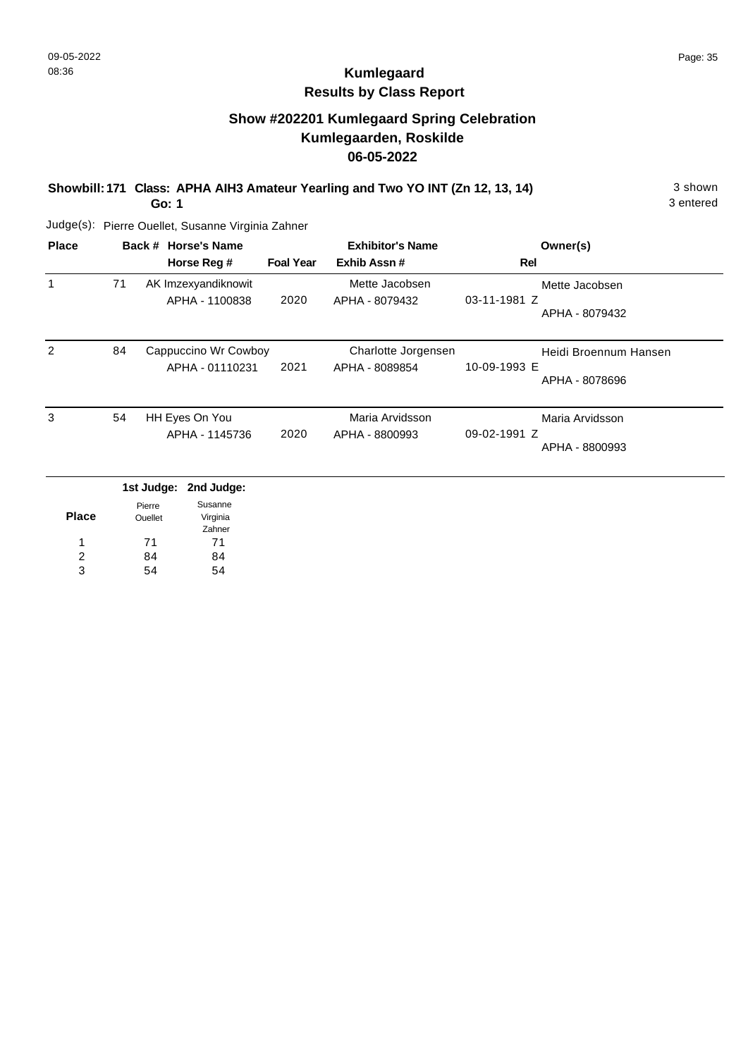# Kumlegaard
## Results by Class Report

### Show #202201 Kumlegaard Spring Celebration
### Kumlegaarden, Roskilde
### 06-05-2022

**Showbill: 171 Class: APHA AIH3 Amateur Yearling and Two YO INT (Zn 12, 13, 14)** 3 shown
**Go: 1** 3 entered

Judge(s): Pierre Ouellet, Susanne Virginia Zahner

| Place | Back # | Horse's Name / Horse Reg # | Foal Year | Exhibitor's Name / Exhib Assn # | Rel | Owner(s) |
|---|---|---|---|---|---|---|
| 1 | 71 | AK Imzexyandiknowit<br>APHA - 1100838 | 2020 | Mette Jacobsen<br>APHA - 8079432 | 03-11-1981 Z | Mette Jacobsen<br>APHA - 8079432 |
| 2 | 84 | Cappuccino Wr Cowboy<br>APHA - 01110231 | 2021 | Charlotte Jorgensen<br>APHA - 8089854 | 10-09-1993 E | Heidi Broennum Hansen<br>APHA - 8078696 |
| 3 | 54 | HH Eyes On You<br>APHA - 1145736 | 2020 | Maria Arvidsson<br>APHA - 8800993 | 09-02-1991 Z | Maria Arvidsson<br>APHA - 8800993 |

| Place | 1st Judge: Pierre Ouellet | 2nd Judge: Susanne Virginia Zahner |
|---|---|---|
| 1 | 71 | 71 |
| 2 | 84 | 84 |
| 3 | 54 | 54 |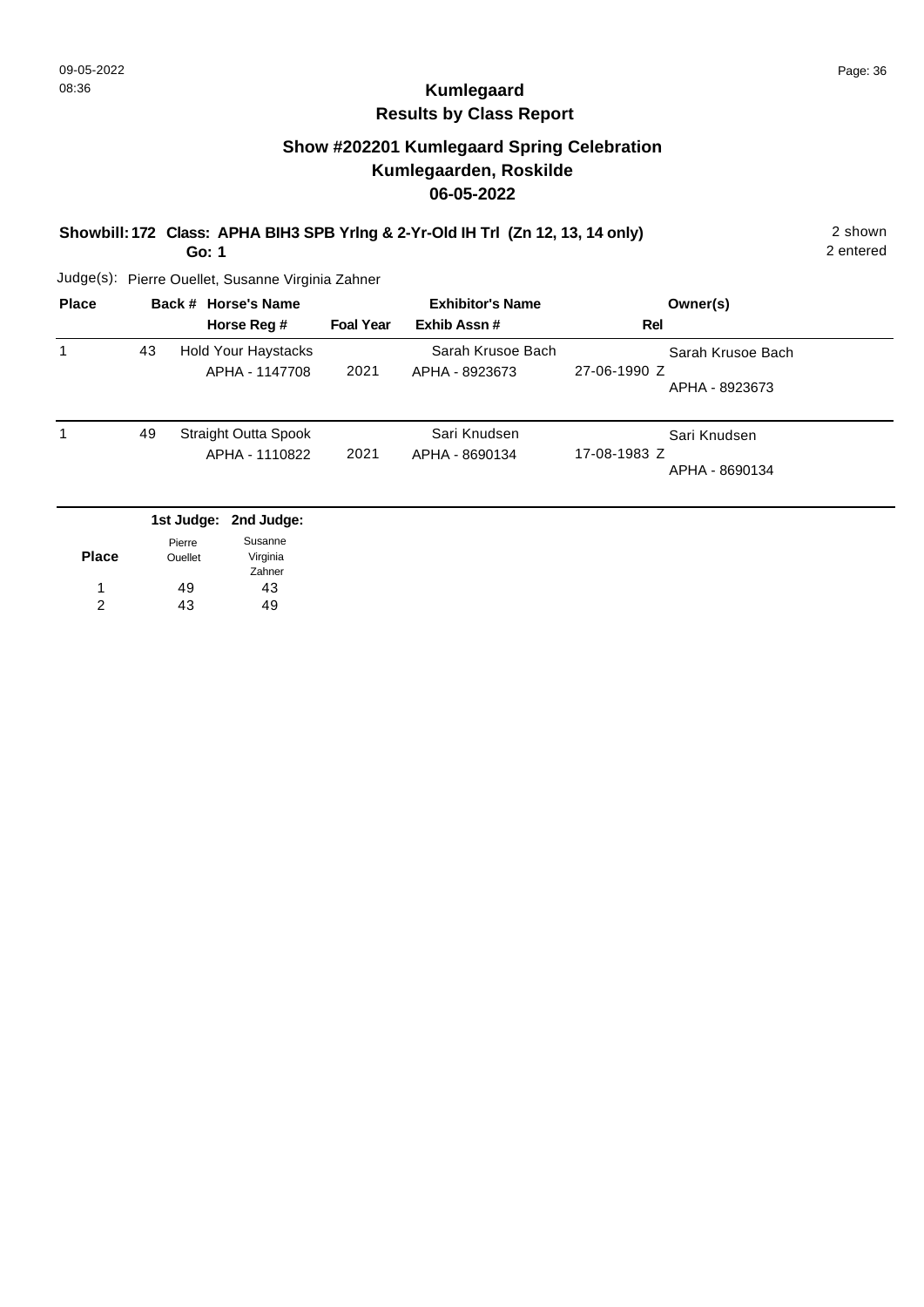## Kumlegaard
## Results by Class Report

### Show #202201 Kumlegaard Spring Celebration
### Kumlegaarden, Roskilde
### 06-05-2022

**Showbill: 172 Class: APHA BIH3 SPB Yrlng & 2-Yr-Old IH Trl (Zn 12, 13, 14 only)** 2 shown
**Go: 1** 2 entered

Judge(s): Pierre Ouellet, Susanne Virginia Zahner

| Place | Back # | Horse's Name / Horse Reg # | Foal Year | Exhibitor's Name / Exhib Assn # | Rel | Owner(s) |
|---|---|---|---|---|---|---|
| 1 | 43 | Hold Your Haystacks<br>APHA - 1147708 | 2021 | Sarah Krusoe Bach<br>APHA - 8923673 | 27-06-1990 Z | Sarah Krusoe Bach<br>APHA - 8923673 |
| 1 | 49 | Straight Outta Spook<br>APHA - 1110822 | 2021 | Sari Knudsen<br>APHA - 8690134 | 17-08-1983 Z | Sari Knudsen<br>APHA - 8690134 |

| Place | 1st Judge: Pierre Ouellet | 2nd Judge: Susanne Virginia Zahner |
|---|---|---|
| 1 | 49 | 43 |
| 2 | 43 | 49 |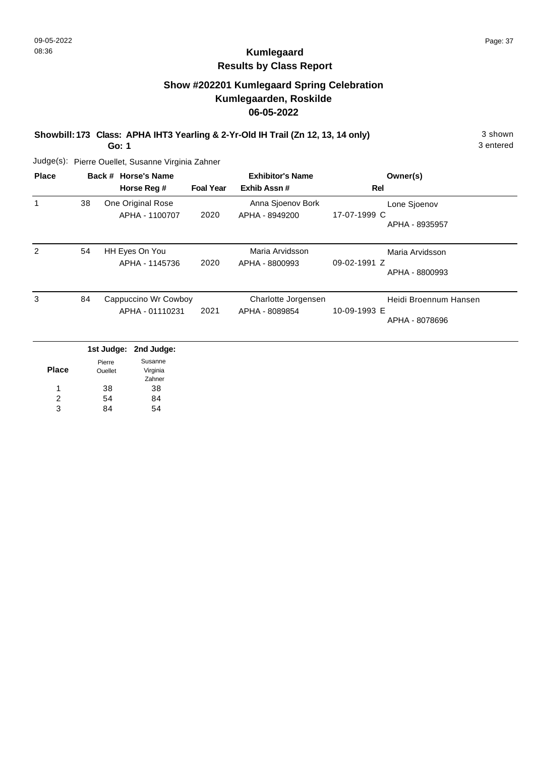09-05-2022
08:36

## Kumlegaard
## Results by Class Report

### Show #202201 Kumlegaard Spring Celebration
### Kumlegaarden, Roskilde
### 06-05-2022

**Showbill: 173 Class: APHA IHT3 Yearling & 2-Yr-Old IH Trail (Zn 12, 13, 14 only)** 3 shown
**Go: 1** 3 entered

Judge(s): Pierre Ouellet, Susanne Virginia Zahner

| Place | Back # | Horse's Name / Horse Reg # | Foal Year | Exhibitor's Name / Exhib Assn # | Rel | Owner(s) |
|---|---|---|---|---|---|---|
| 1 | 38 | One Original Rose<br>APHA - 1100707 | 2020 | Anna Sjoenov Bork<br>APHA - 8949200 | 17-07-1999 C | Lone Sjoenov<br>APHA - 8935957 |
| 2 | 54 | HH Eyes On You<br>APHA - 1145736 | 2020 | Maria Arvidsson<br>APHA - 8800993 | 09-02-1991 Z | Maria Arvidsson<br>APHA - 8800993 |
| 3 | 84 | Cappuccino Wr Cowboy<br>APHA - 01110231 | 2021 | Charlotte Jorgensen<br>APHA - 8089854 | 10-09-1993 E | Heidi Broennum Hansen<br>APHA - 8078696 |

| Place | 1st Judge: Pierre Ouellet | 2nd Judge: Susanne Virginia Zahner |
|---|---|---|
| 1 | 38 | 38 |
| 2 | 54 | 84 |
| 3 | 84 | 54 |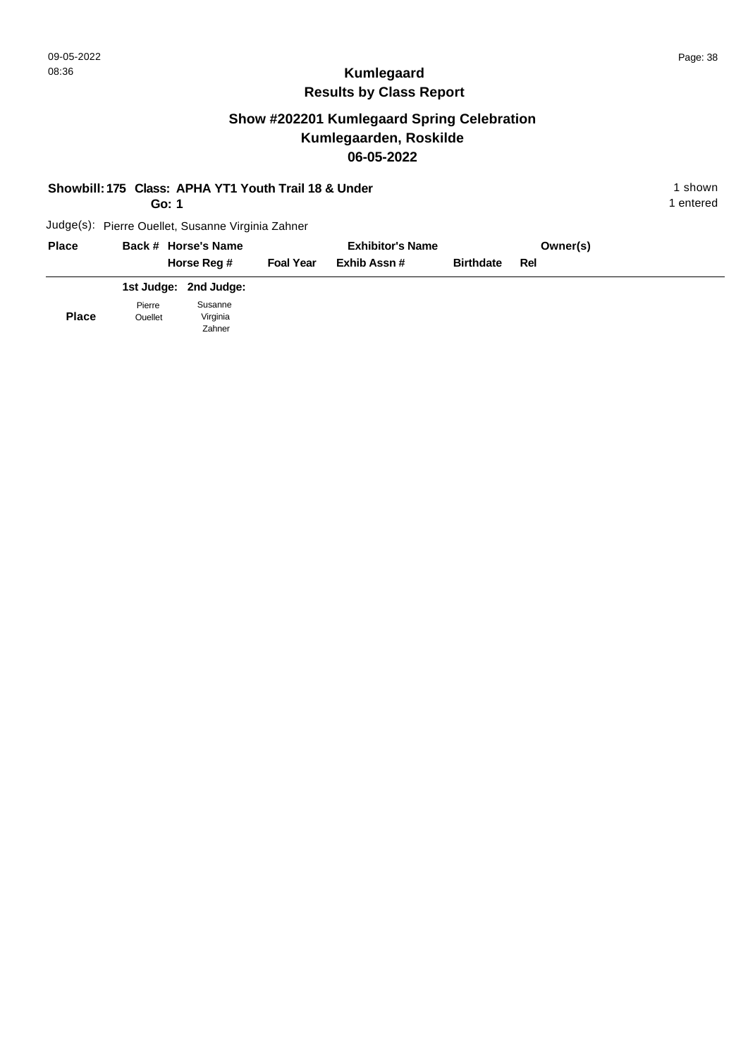# Kumlegaard
## Results by Class Report

## Show #202201 Kumlegaard Spring Celebration
## Kumlegaarden, Roskilde
## 06-05-2022

**Showbill: 175 Class: APHA YT1 Youth Trail 18 & Under** — 1 shown

**Go: 1** — 1 entered

Judge(s): Pierre Ouellet, Susanne Virginia Zahner

| Place | Back # | Horse's Name / Horse Reg # | Foal Year | Exhibitor's Name / Exhib Assn # | Birthdate | Owner(s) / Rel |
|---|---|---|---|---|---|---|

| Place | 1st Judge: Pierre Ouellet | 2nd Judge: Susanne Virginia Zahner |
|---|---|---|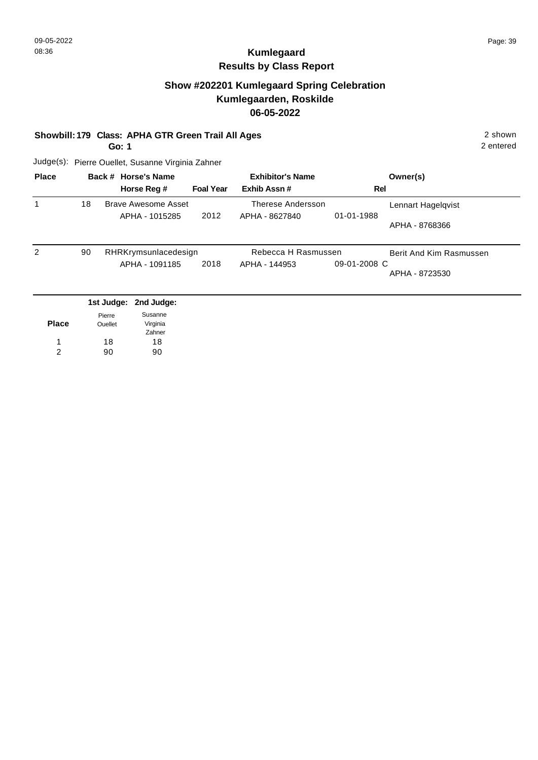# Kumlegaard
## Results by Class Report

### Show #202201 Kumlegaard Spring Celebration
### Kumlegaarden, Roskilde
### 06-05-2022

**Showbill: 179 Class: APHA GTR Green Trail All Ages** 2 shown
**Go: 1** 2 entered

Judge(s): Pierre Ouellet, Susanne Virginia Zahner

| Place | Back # | Horse's Name / Horse Reg # | Foal Year | Exhibitor's Name / Exhib Assn # | Rel | Owner(s) |
|---|---|---|---|---|---|---|
| 1 | 18 | Brave Awesome Asset<br>APHA - 1015285 | 2012 | Therese Andersson<br>APHA - 8627840 | 01-01-1988 | Lennart Hagelqvist<br>APHA - 8768366 |
| 2 | 90 | RHRKrymsunlacedesign<br>APHA - 1091185 | 2018 | Rebecca H Rasmussen<br>APHA - 144953 | 09-01-2008 C | Berit And Kim Rasmussen<br>APHA - 8723530 |

| Place | 1st Judge: Pierre Ouellet | 2nd Judge: Susanne Virginia Zahner |
|---|---|---|
| 1 | 18 | 18 |
| 2 | 90 | 90 |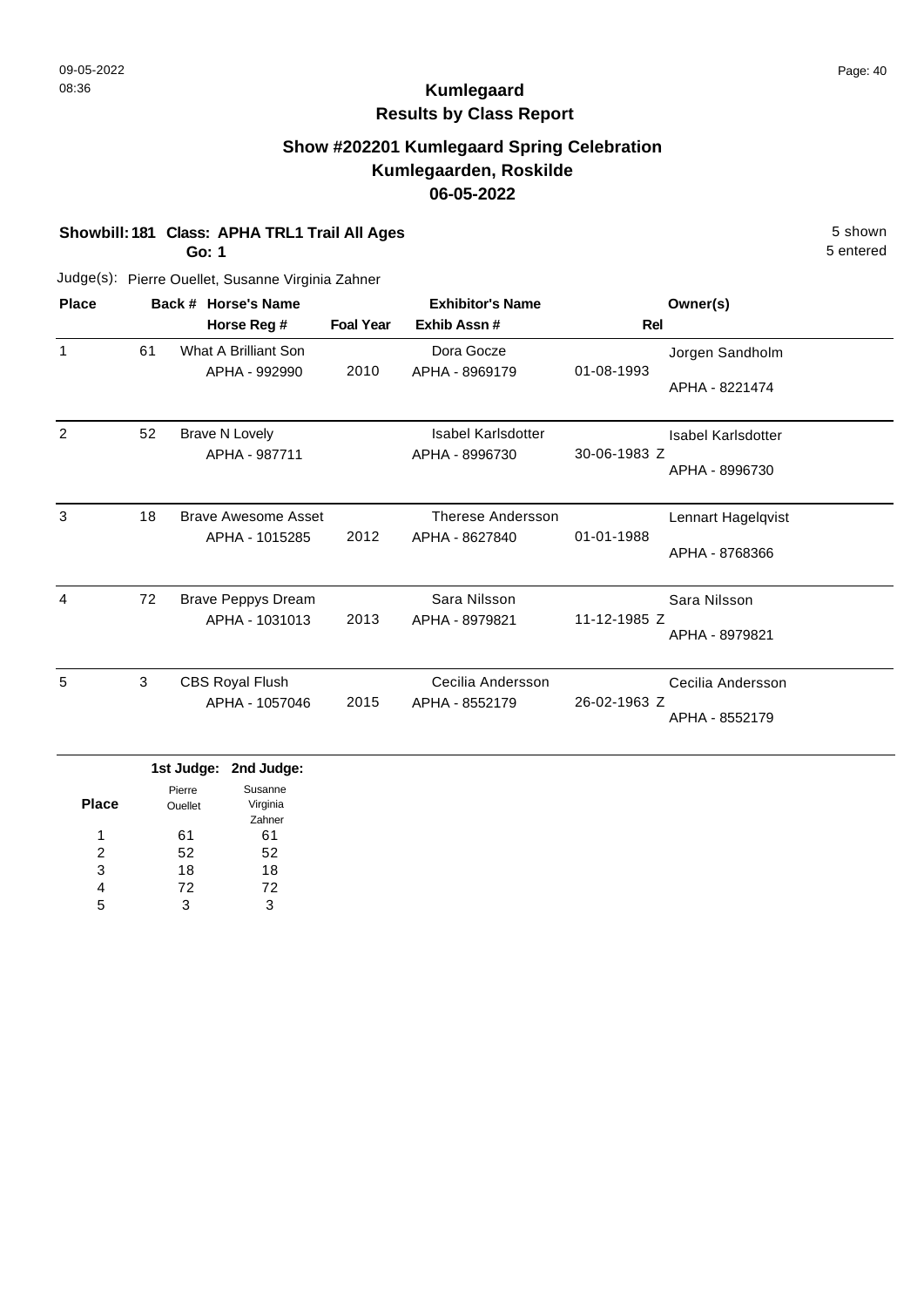# Kumlegaard
## Results by Class Report

### Show #202201 Kumlegaard Spring Celebration
### Kumlegaarden, Roskilde
### 06-05-2022

**Showbill: 181 Class: APHA TRL1 Trail All Ages** — 5 shown, 5 entered

**Go: 1**

Judge(s): Pierre Ouellet, Susanne Virginia Zahner

| Place | Back # | Horse's Name / Horse Reg # | Foal Year | Exhibitor's Name / Exhib Assn # | Rel | Owner(s) |
|---|---|---|---|---|---|---|
| 1 | 61 | What A Brilliant Son<br>APHA - 992990 | 2010 | Dora Gocze<br>APHA - 8969179 | 01-08-1993 | Jorgen Sandholm<br>APHA - 8221474 |
| 2 | 52 | Brave N Lovely<br>APHA - 987711 | | Isabel Karlsdotter<br>APHA - 8996730 | 30-06-1983 Z | Isabel Karlsdotter<br>APHA - 8996730 |
| 3 | 18 | Brave Awesome Asset<br>APHA - 1015285 | 2012 | Therese Andersson<br>APHA - 8627840 | 01-01-1988 | Lennart Hagelqvist<br>APHA - 8768366 |
| 4 | 72 | Brave Peppys Dream<br>APHA - 1031013 | 2013 | Sara Nilsson<br>APHA - 8979821 | 11-12-1985 Z | Sara Nilsson<br>APHA - 8979821 |
| 5 | 3 | CBS Royal Flush<br>APHA - 1057046 | 2015 | Cecilia Andersson<br>APHA - 8552179 | 26-02-1963 Z | Cecilia Andersson<br>APHA - 8552179 |

| Place | 1st Judge: Pierre Ouellet | 2nd Judge: Susanne Virginia Zahner |
|---|---|---|
| 1 | 61 | 61 |
| 2 | 52 | 52 |
| 3 | 18 | 18 |
| 4 | 72 | 72 |
| 5 | 3 | 3 |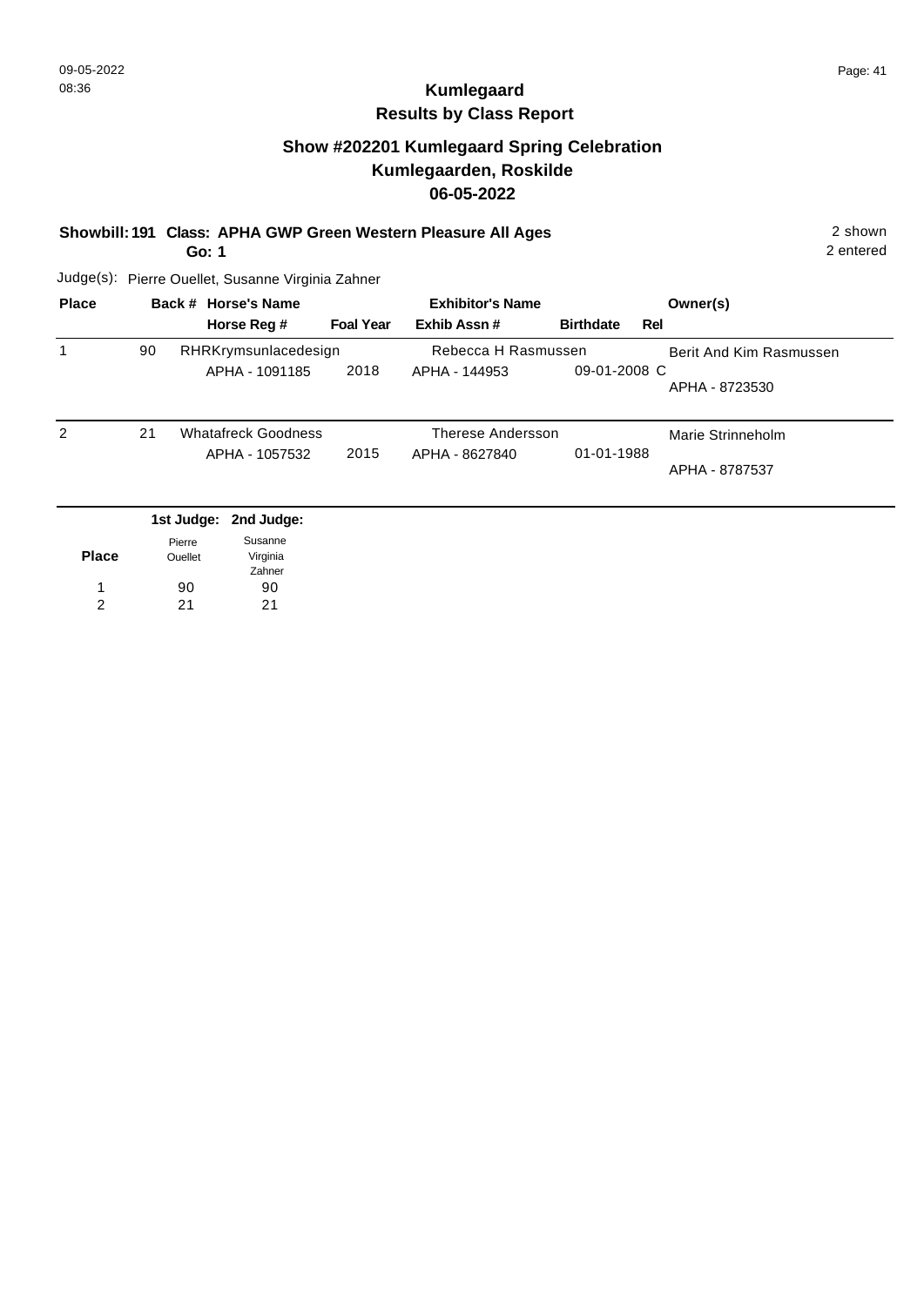# Kumlegaard
## Results by Class Report

### Show #202201 Kumlegaard Spring Celebration
### Kumlegaarden, Roskilde
### 06-05-2022

**Showbill: 191 Class: APHA GWP Green Western Pleasure All Ages**
**Go: 1**

2 shown
2 entered

Judge(s): Pierre Ouellet, Susanne Virginia Zahner

| Place | Back # | Horse's Name / Horse Reg # | Foal Year | Exhibitor's Name / Exhib Assn # | Birthdate | Rel | Owner(s) |
|---|---|---|---|---|---|---|---|
| 1 | 90 | RHRKrymsunlacedesign<br>APHA - 1091185 | 2018 | Rebecca H Rasmussen<br>APHA - 144953 | 09-01-2008 | C | Berit And Kim Rasmussen<br>APHA - 8723530 |
| 2 | 21 | Whatafreck Goodness<br>APHA - 1057532 | 2015 | Therese Andersson<br>APHA - 8627840 | 01-01-1988 | | Marie Strinneholm<br>APHA - 8787537 |

| Place | 1st Judge: Pierre Ouellet | 2nd Judge: Susanne Virginia Zahner |
|---|---|---|
| 1 | 90 | 90 |
| 2 | 21 | 21 |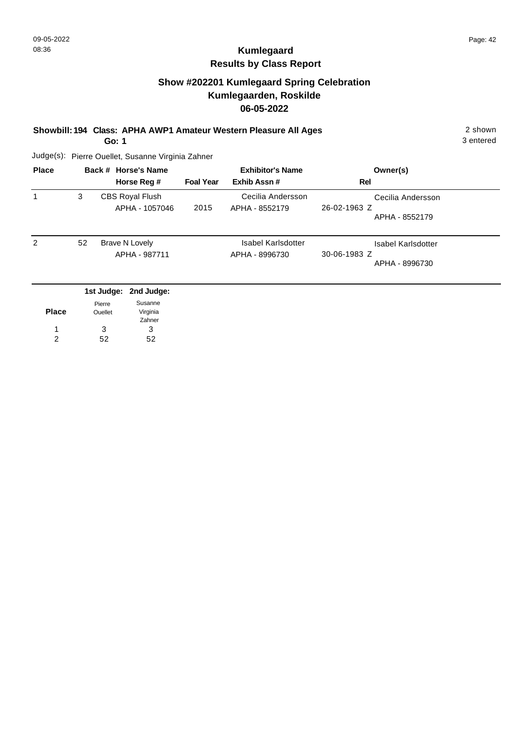09-05-2022
08:36

# Kumlegaard
## Results by Class Report

### Show #202201 Kumlegaard Spring Celebration
### Kumlegaarden, Roskilde
### 06-05-2022

**Showbill: 194 Class: APHA AWP1 Amateur Western Pleasure All Ages** 2 shown
**Go: 1** 3 entered

Judge(s): Pierre Ouellet, Susanne Virginia Zahner

| Place | Back # | Horse's Name / Horse Reg # | Foal Year | Exhibitor's Name / Exhib Assn # | Rel | Owner(s) |
|---|---|---|---|---|---|---|
| 1 | 3 | CBS Royal Flush<br>APHA - 1057046 | 2015 | Cecilia Andersson<br>APHA - 8552179 | 26-02-1963 Z | Cecilia Andersson<br>APHA - 8552179 |
| 2 | 52 | Brave N Lovely<br>APHA - 987711 | | Isabel Karlsdotter<br>APHA - 8996730 | 30-06-1983 Z | Isabel Karlsdotter<br>APHA - 8996730 |

| Place | 1st Judge: Pierre Ouellet | 2nd Judge: Susanne Virginia Zahner |
|---|---|---|
| 1 | 3 | 3 |
| 2 | 52 | 52 |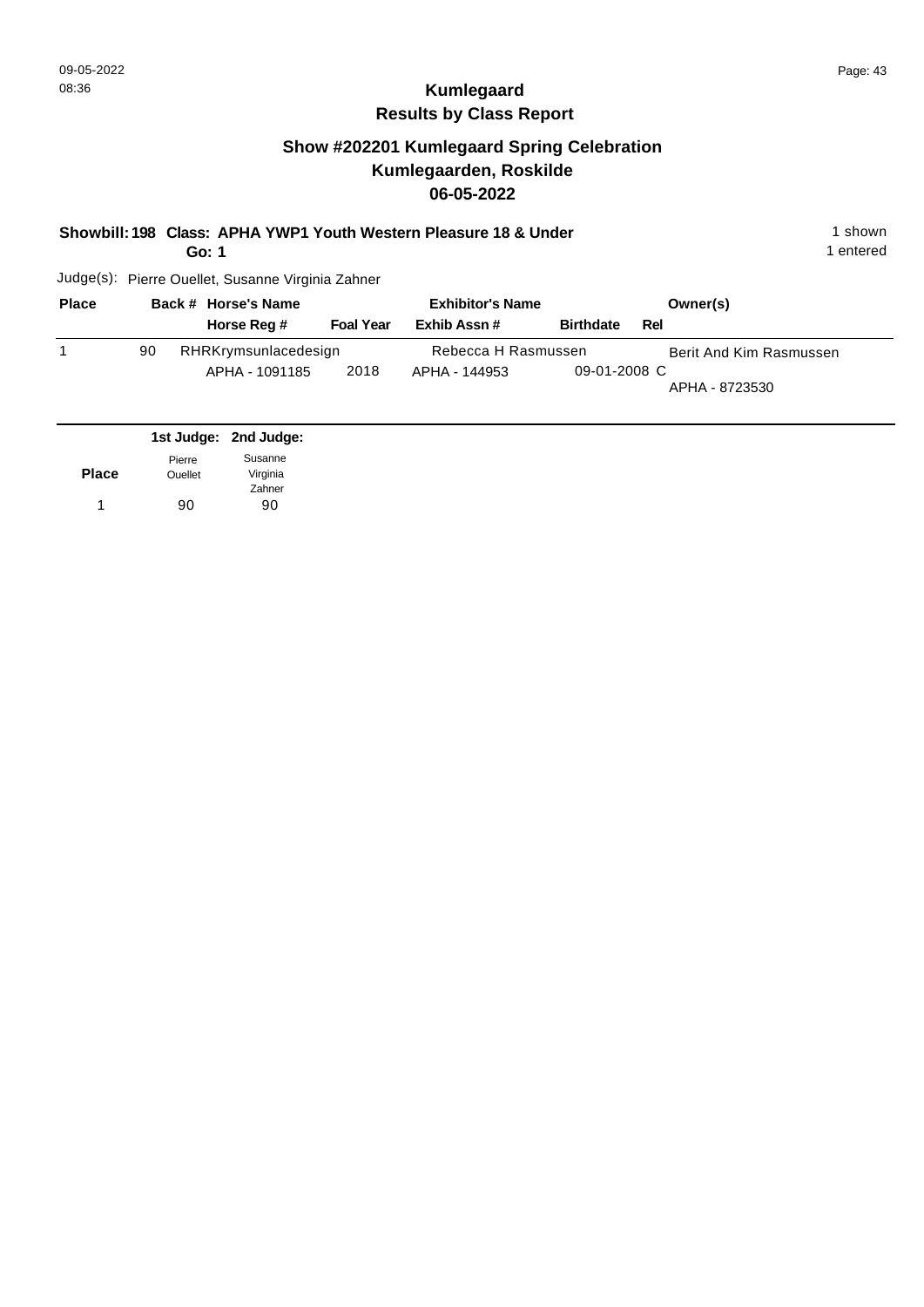# Kumlegaard

## Results by Class Report

### Show #202201 Kumlegaard Spring Celebration
### Kumlegaarden, Roskilde
### 06-05-2022

**Showbill: 198 Class: APHA YWP1 Youth Western Pleasure 18 & Under** — 1 shown, 1 entered

**Go: 1**

Judge(s): Pierre Ouellet, Susanne Virginia Zahner

| Place | Back # | Horse's Name / Horse Reg # | Foal Year | Exhibitor's Name / Exhib Assn # | Birthdate | Rel | Owner(s) |
|---|---|---|---|---|---|---|---|
| 1 | 90 | RHRKrymsunlacedesign / APHA - 1091185 | 2018 | Rebecca H Rasmussen / APHA - 144953 | 09-01-2008 | C | Berit And Kim Rasmussen / APHA - 8723530 |

| Place | 1st Judge: Pierre Ouellet | 2nd Judge: Susanne Virginia Zahner |
|---|---|---|
| 1 | 90 | 90 |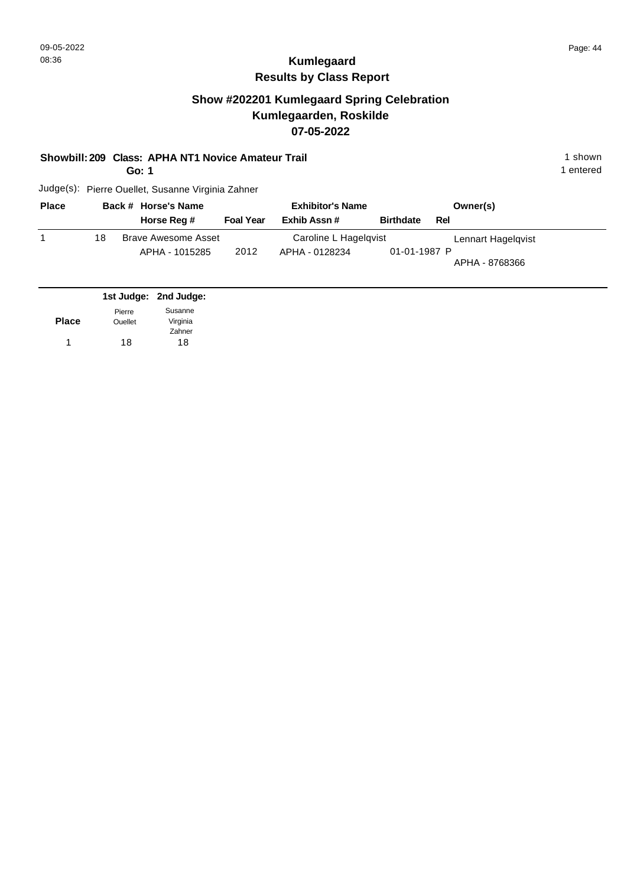# Kumlegaard

## Results by Class Report

### Show #202201 Kumlegaard Spring Celebration
### Kumlegaarden, Roskilde
### 07-05-2022

**Showbill: 209 Class: APHA NT1 Novice Amateur Trail** — 1 shown, 1 entered

**Go: 1**

Judge(s): Pierre Ouellet, Susanne Virginia Zahner

| Place | Back # | Horse's Name / Horse Reg # | Foal Year | Exhibitor's Name / Exhib Assn # | Birthdate | Rel | Owner(s) |
|---|---|---|---|---|---|---|---|
| 1 | 18 | Brave Awesome Asset<br>APHA - 1015285 | 2012 | Caroline L Hagelqvist<br>APHA - 0128234 | 01-01-1987 | P | Lennart Hagelqvist<br>APHA - 8768366 |

| Place | 1st Judge: Pierre Ouellet | 2nd Judge: Susanne Virginia Zahner |
|---|---|---|
| 1 | 18 | 18 |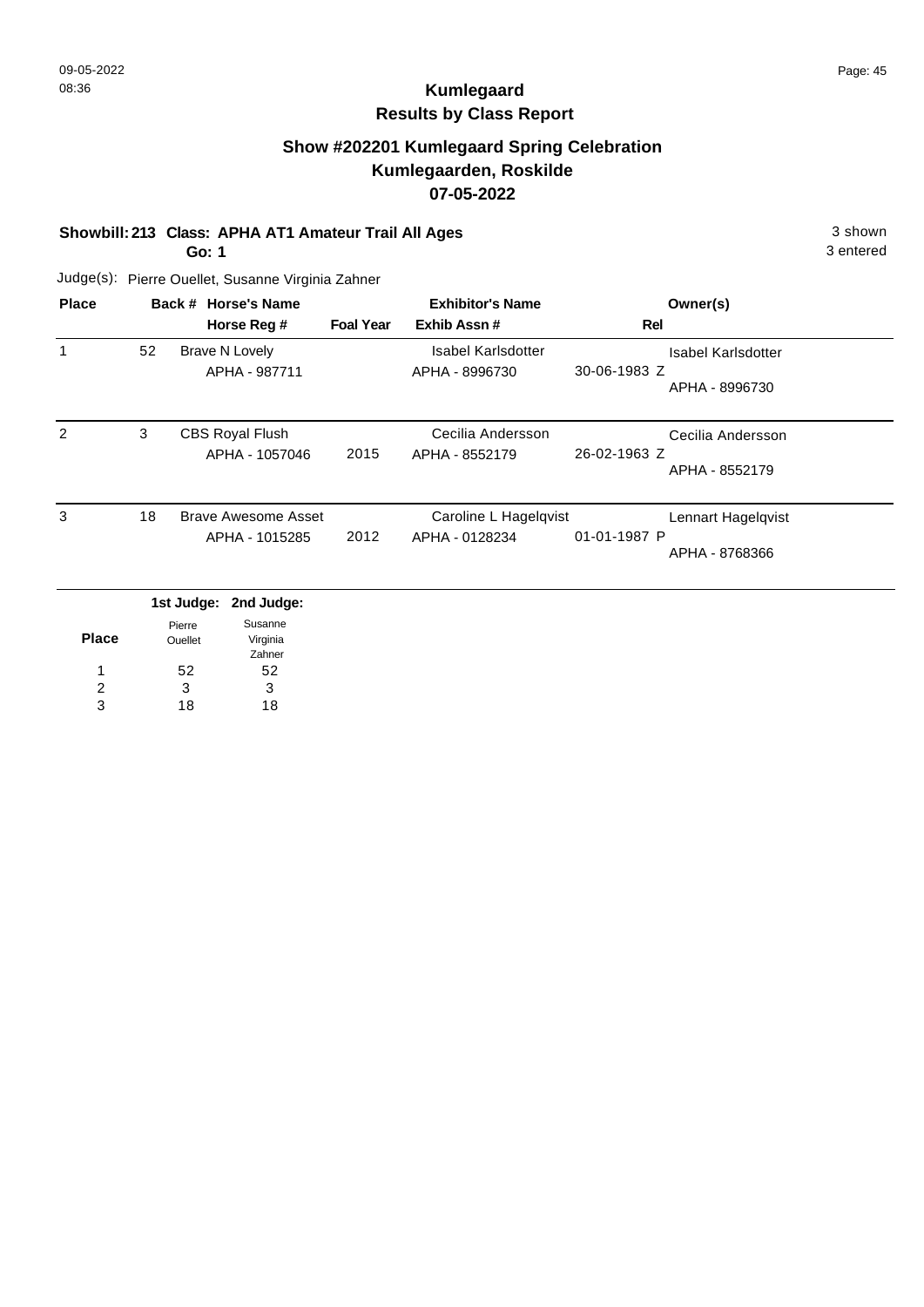# Kumlegaard

## Results by Class Report

### Show #202201 Kumlegaard Spring Celebration
### Kumlegaarden, Roskilde
### 07-05-2022

**Showbill: 213 Class: APHA AT1 Amateur Trail All Ages** — 3 shown, 3 entered

**Go: 1**

Judge(s): Pierre Ouellet, Susanne Virginia Zahner

| Place | Back # | Horse's Name / Horse Reg # | Foal Year | Exhibitor's Name / Exhib Assn # | Rel | Owner(s) |
|---|---|---|---|---|---|---|
| 1 | 52 | Brave N Lovely<br>APHA - 987711 | | Isabel Karlsdotter<br>APHA - 8996730 | 30-06-1983 Z | Isabel Karlsdotter<br>APHA - 8996730 |
| 2 | 3 | CBS Royal Flush<br>APHA - 1057046 | 2015 | Cecilia Andersson<br>APHA - 8552179 | 26-02-1963 Z | Cecilia Andersson<br>APHA - 8552179 |
| 3 | 18 | Brave Awesome Asset<br>APHA - 1015285 | 2012 | Caroline L Hagelqvist<br>APHA - 0128234 | 01-01-1987 P | Lennart Hagelqvist<br>APHA - 8768366 |

| Place | 1st Judge: Pierre Ouellet | 2nd Judge: Susanne Virginia Zahner |
|---|---|---|
| 1 | 52 | 52 |
| 2 | 3 | 3 |
| 3 | 18 | 18 |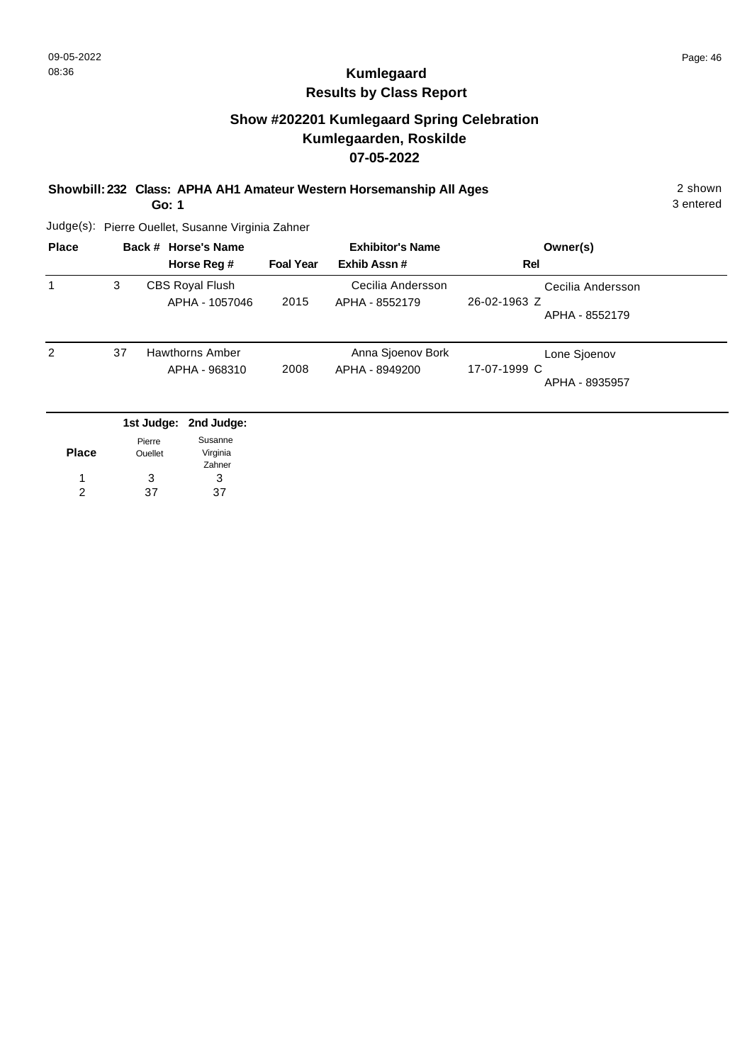09-05-2022
08:36

# Kumlegaard
## Results by Class Report

### Show #202201 Kumlegaard Spring Celebration
### Kumlegaarden, Roskilde
### 07-05-2022

**Showbill: 232 Class: APHA AH1 Amateur Western Horsemanship All Ages** — 2 shown, 3 entered

**Go: 1**

Judge(s): Pierre Ouellet, Susanne Virginia Zahner

| Place | Back # | Horse's Name / Horse Reg # | Foal Year | Exhibitor's Name / Exhib Assn # | Rel | Owner(s) |
|---|---|---|---|---|---|---|
| 1 | 3 | CBS Royal Flush<br>APHA - 1057046 | 2015 | Cecilia Andersson<br>APHA - 8552179 | 26-02-1963 Z | Cecilia Andersson<br>APHA - 8552179 |
| 2 | 37 | Hawthorns Amber<br>APHA - 968310 | 2008 | Anna Sjoenov Bork<br>APHA - 8949200 | 17-07-1999 C | Lone Sjoenov<br>APHA - 8935957 |

| Place | 1st Judge: Pierre Ouellet | 2nd Judge: Susanne Virginia Zahner |
|---|---|---|
| 1 | 3 | 3 |
| 2 | 37 | 37 |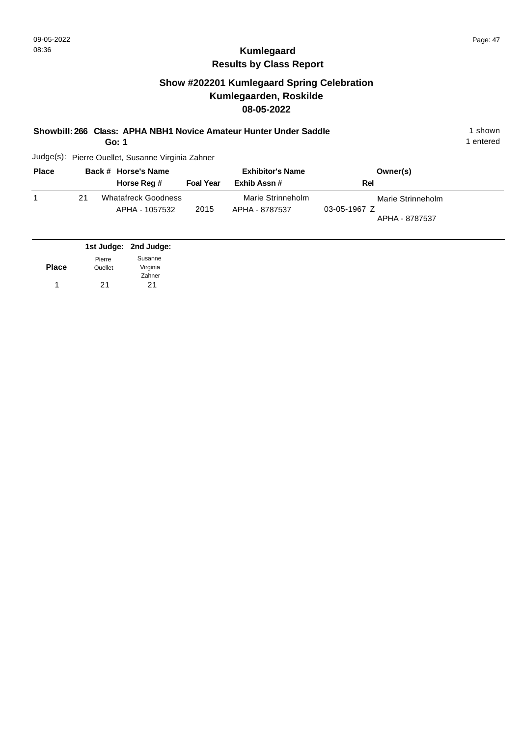# Kumlegaard
## Results by Class Report

## Show #202201 Kumlegaard Spring Celebration
## Kumlegaarden, Roskilde
## 08-05-2022

**Showbill: 266 Class: APHA NBH1 Novice Amateur Hunter Under Saddle** 1 shown
**Go: 1** 1 entered

Judge(s): Pierre Ouellet, Susanne Virginia Zahner

| Place | Back # | Horse's Name / Horse Reg # | Foal Year | Exhibitor's Name / Exhib Assn # | Rel | Owner(s) |
|---|---|---|---|---|---|---|
| 1 | 21 | Whatafreck Goodness<br>APHA - 1057532 | 2015 | Marie Strinneholm<br>APHA - 8787537 | 03-05-1967 Z | Marie Strinneholm<br>APHA - 8787537 |

| Place | 1st Judge: Pierre Ouellet | 2nd Judge: Susanne Virginia Zahner |
|---|---|---|
| 1 | 21 | 21 |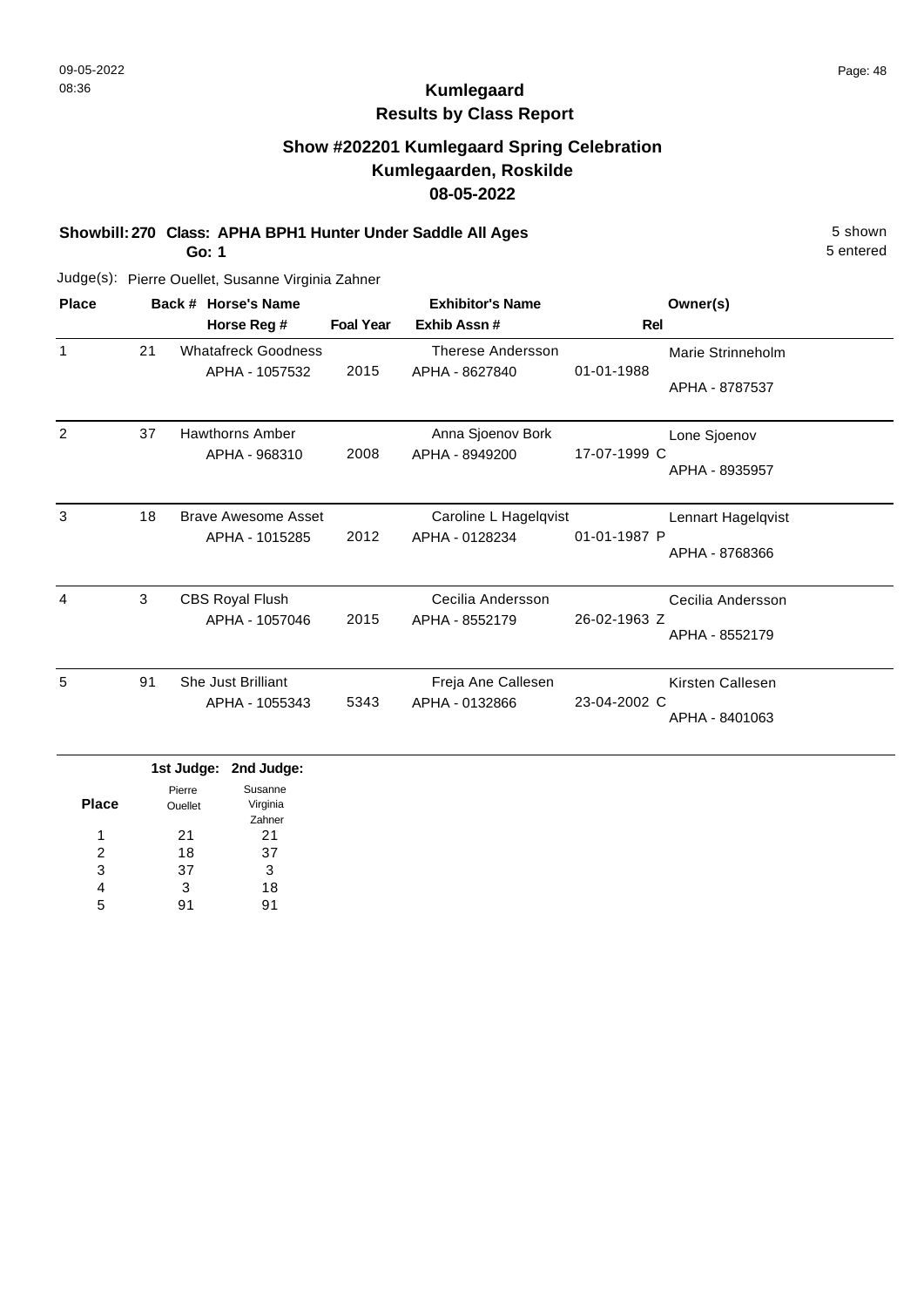# Kumlegaard

## Results by Class Report

### Show #202201 Kumlegaard Spring Celebration
### Kumlegaarden, Roskilde
### 08-05-2022

**Showbill: 270 Class: APHA BPH1 Hunter Under Saddle All Ages** — 5 shown, 5 entered

**Go: 1**

Judge(s): Pierre Ouellet, Susanne Virginia Zahner

| Place | Back # | Horse's Name / Horse Reg # | Foal Year | Exhibitor's Name / Exhib Assn # | Rel | Owner(s) |
|---|---|---|---|---|---|---|
| 1 | 21 | Whatafreck Goodness<br>APHA - 1057532 | 2015 | Therese Andersson<br>APHA - 8627840 | 01-01-1988 | Marie Strinneholm<br>APHA - 8787537 |
| 2 | 37 | Hawthorns Amber<br>APHA - 968310 | 2008 | Anna Sjoenov Bork<br>APHA - 8949200 | 17-07-1999 C | Lone Sjoenov<br>APHA - 8935957 |
| 3 | 18 | Brave Awesome Asset<br>APHA - 1015285 | 2012 | Caroline L Hagelqvist<br>APHA - 0128234 | 01-01-1987 P | Lennart Hagelqvist<br>APHA - 8768366 |
| 4 | 3 | CBS Royal Flush<br>APHA - 1057046 | 2015 | Cecilia Andersson<br>APHA - 8552179 | 26-02-1963 Z | Cecilia Andersson<br>APHA - 8552179 |
| 5 | 91 | She Just Brilliant<br>APHA - 1055343 | 5343 | Freja Ane Callesen<br>APHA - 0132866 | 23-04-2002 C | Kirsten Callesen<br>APHA - 8401063 |

| Place | 1st Judge: Pierre Ouellet | 2nd Judge: Susanne Virginia Zahner |
|---|---|---|
| 1 | 21 | 21 |
| 2 | 18 | 37 |
| 3 | 37 | 3 |
| 4 | 3 | 18 |
| 5 | 91 | 91 |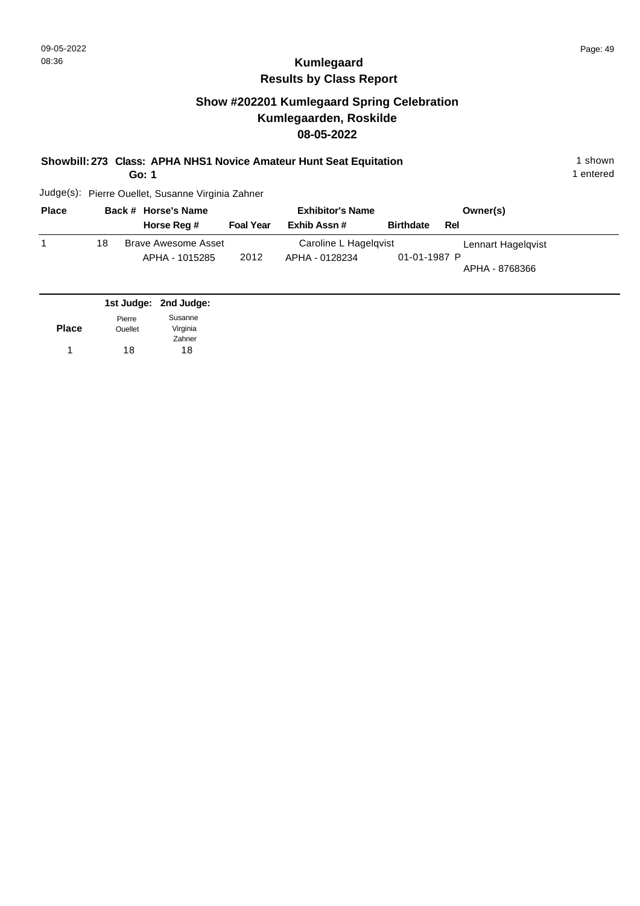# Kumlegaard
## Results by Class Report

### Show #202201 Kumlegaard Spring Celebration
### Kumlegaarden, Roskilde
### 08-05-2022

**Showbill: 273 Class: APHA NHS1 Novice Amateur Hunt Seat Equitation** 1 shown
**Go: 1** 1 entered

Judge(s): Pierre Ouellet, Susanne Virginia Zahner

| Place | Back # | Horse's Name / Horse Reg # | Foal Year | Exhibitor's Name / Exhib Assn # | Birthdate | Rel | Owner(s) |
|---|---|---|---|---|---|---|---|
| 1 | 18 | Brave Awesome Asset<br>APHA - 1015285 | 2012 | Caroline L Hagelqvist<br>APHA - 0128234 | 01-01-1987 | P | Lennart Hagelqvist<br>APHA - 8768366 |

| Place | 1st Judge: Pierre Ouellet | 2nd Judge: Susanne Virginia Zahner |
|---|---|---|
| 1 | 18 | 18 |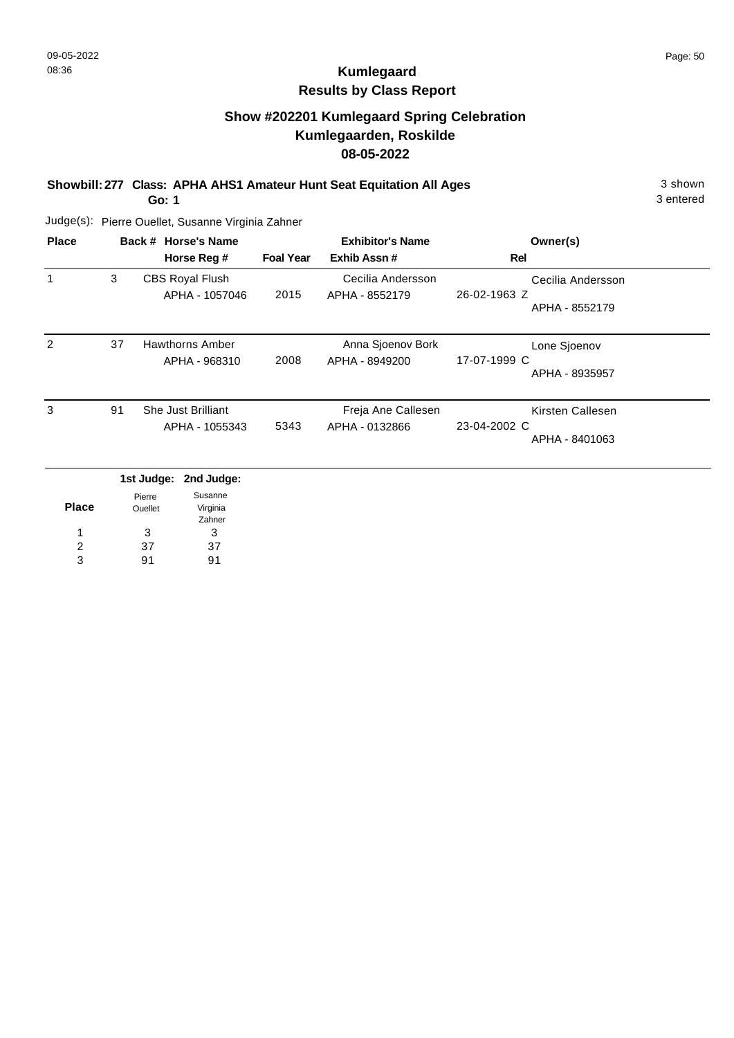# Kumlegaard

## Results by Class Report

### Show #202201 Kumlegaard Spring Celebration
### Kumlegaarden, Roskilde
### 08-05-2022

**Showbill: 277 Class: APHA AHS1 Amateur Hunt Seat Equitation All Ages** — 3 shown

**Go: 1** — 3 entered

Judge(s): Pierre Ouellet, Susanne Virginia Zahner

| Place | Back # | Horse's Name / Horse Reg # | Foal Year | Exhibitor's Name / Exhib Assn # | Rel | Owner(s) |
|---|---|---|---|---|---|---|
| 1 | 3 | CBS Royal Flush<br>APHA - 1057046 | 2015 | Cecilia Andersson<br>APHA - 8552179 | 26-02-1963 Z | Cecilia Andersson<br>APHA - 8552179 |
| 2 | 37 | Hawthorns Amber<br>APHA - 968310 | 2008 | Anna Sjoenov Bork<br>APHA - 8949200 | 17-07-1999 C | Lone Sjoenov<br>APHA - 8935957 |
| 3 | 91 | She Just Brilliant<br>APHA - 1055343 | 5343 | Freja Ane Callesen<br>APHA - 0132866 | 23-04-2002 C | Kirsten Callesen<br>APHA - 8401063 |

| Place | 1st Judge: Pierre Ouellet | 2nd Judge: Susanne Virginia Zahner |
|---|---|---|
| 1 | 3 | 3 |
| 2 | 37 | 37 |
| 3 | 91 | 91 |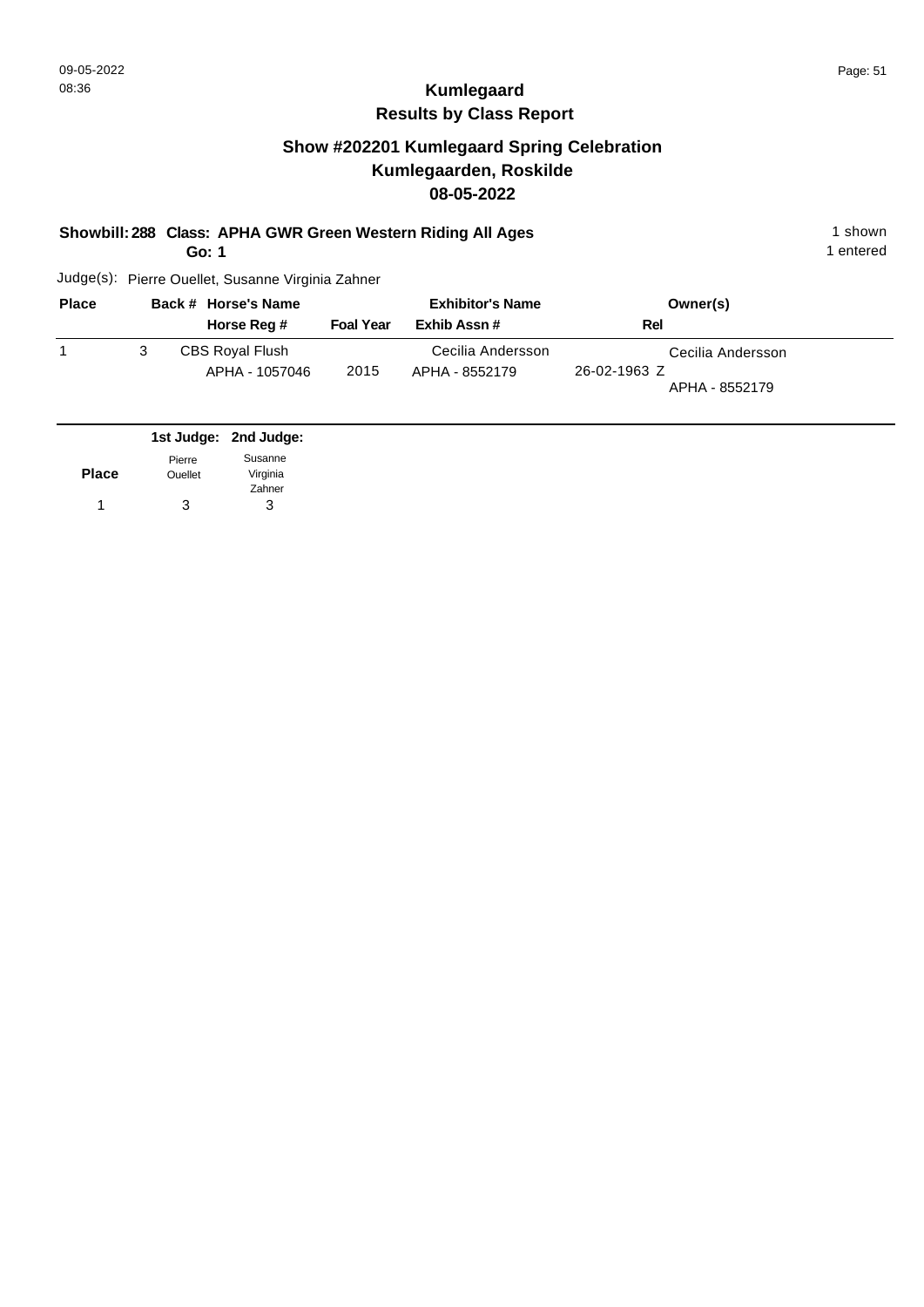# Kumlegaard
## Results by Class Report

### Show #202201 Kumlegaard Spring Celebration
### Kumlegaarden, Roskilde
### 08-05-2022

**Showbill: 288 Class: APHA GWR Green Western Riding All Ages** 1 shown
**Go: 1** 1 entered

Judge(s): Pierre Ouellet, Susanne Virginia Zahner

| Place | Back # | Horse's Name / Horse Reg # | Foal Year | Exhibitor's Name / Exhib Assn # | Rel | Owner(s) |
|---|---|---|---|---|---|---|
| 1 | 3 | CBS Royal Flush / APHA - 1057046 | 2015 | Cecilia Andersson / APHA - 8552179 | 26-02-1963 Z | Cecilia Andersson / APHA - 8552179 |

| Place | 1st Judge: Pierre Ouellet | 2nd Judge: Susanne Virginia Zahner |
|---|---|---|
| 1 | 3 | 3 |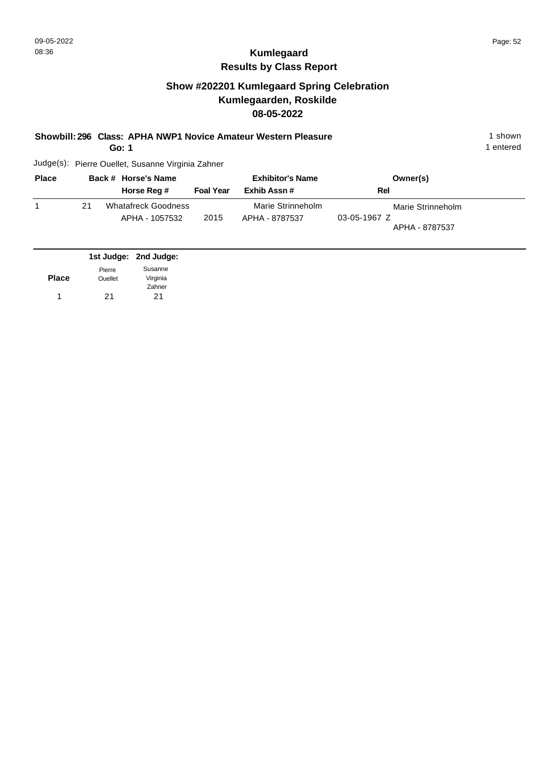# Kumlegaard
## Results by Class Report

### Show #202201 Kumlegaard Spring Celebration
### Kumlegaarden, Roskilde
### 08-05-2022

**Showbill: 296 Class: APHA NWP1 Novice Amateur Western Pleasure** — 1 shown, 1 entered

**Go: 1**

Judge(s): Pierre Ouellet, Susanne Virginia Zahner

| Place | Back # | Horse's Name / Horse Reg # | Foal Year | Exhibitor's Name / Exhib Assn # | Rel | Owner(s) |
|---|---|---|---|---|---|---|
| 1 | 21 | Whatafreck Goodness<br>APHA - 1057532 | 2015 | Marie Strinneholm<br>APHA - 8787537 | 03-05-1967 Z | Marie Strinneholm<br>APHA - 8787537 |

| Place | 1st Judge: Pierre Ouellet | 2nd Judge: Susanne Virginia Zahner |
|---|---|---|
| 1 | 21 | 21 |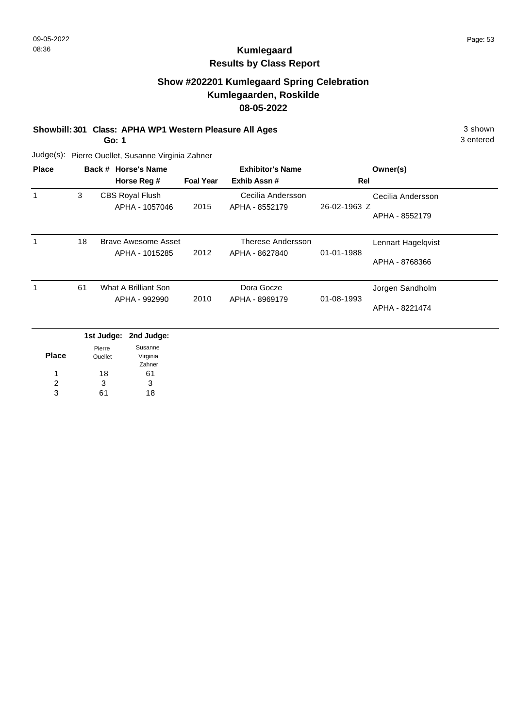# Kumlegaard

## Results by Class Report

### Show #202201 Kumlegaard Spring Celebration
### Kumlegaarden, Roskilde
### 08-05-2022

**Showbill: 301 Class: APHA WP1 Western Pleasure All Ages** — 3 shown, 3 entered

**Go: 1**

Judge(s): Pierre Ouellet, Susanne Virginia Zahner

| Place | Back # | Horse's Name / Horse Reg # | Foal Year | Exhibitor's Name / Exhib Assn # | Rel | Owner(s) |
|---|---|---|---|---|---|---|
| 1 | 3 | CBS Royal Flush / APHA - 1057046 | 2015 | Cecilia Andersson / APHA - 8552179 | 26-02-1963 Z | Cecilia Andersson / APHA - 8552179 |
| 1 | 18 | Brave Awesome Asset / APHA - 1015285 | 2012 | Therese Andersson / APHA - 8627840 | 01-01-1988 | Lennart Hagelqvist / APHA - 8768366 |
| 1 | 61 | What A Brilliant Son / APHA - 992990 | 2010 | Dora Gocze / APHA - 8969179 | 01-08-1993 | Jorgen Sandholm / APHA - 8221474 |

| Place | 1st Judge: Pierre Ouellet | 2nd Judge: Susanne Virginia Zahner |
|---|---|---|
| 1 | 18 | 61 |
| 2 | 3 | 3 |
| 3 | 61 | 18 |